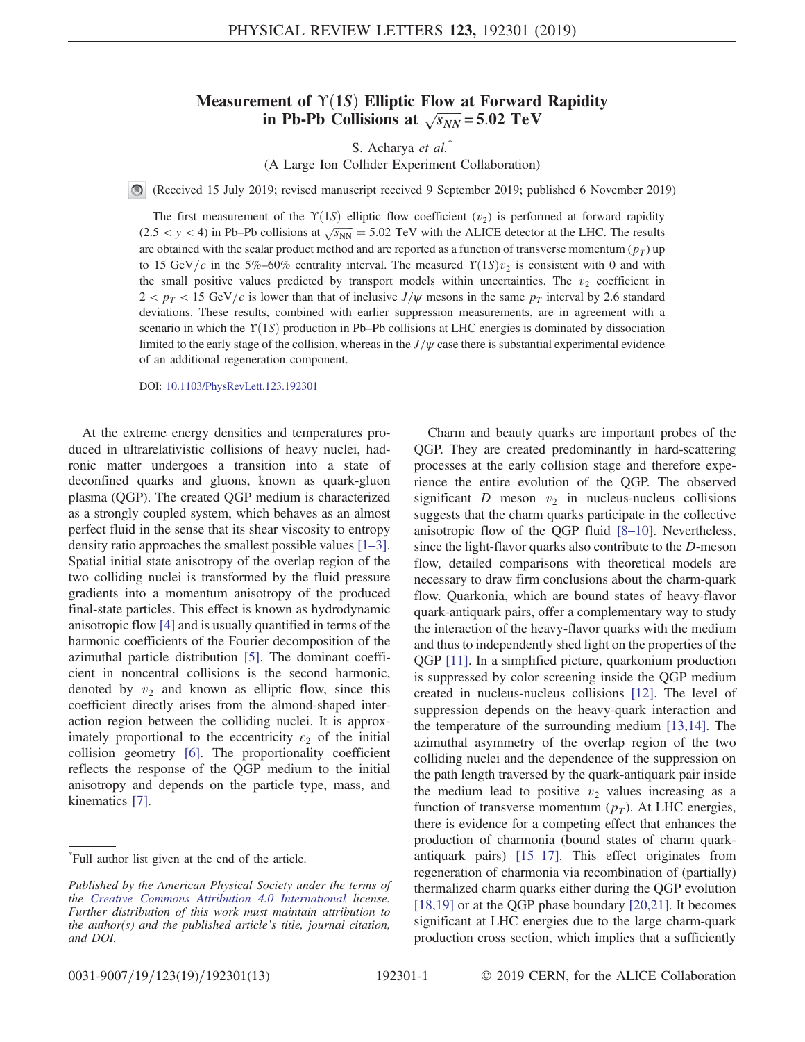# Measurement of $\Upsilon(1S)$ Elliptic Flow at Forward Rapidity in Pb-Pb Collisions at $\sqrt{s_{NN}} = 5.02$ TeV

S. Acharya *et al.*[*]

(A Large Ion Collider Experiment Collaboration)

(Received 15 July 2019; revised manuscript received 9 September 2019; published 6 November 2019)

The first measurement of the $\Upsilon(1S)$ elliptic flow coefficient ($v_2$) is performed at forward rapidity ($2.5 < y < 4$) in Pb–Pb collisions at $\sqrt{s_{\rm NN}} = 5.02$ TeV with the ALICE detector at the LHC. The results are obtained with the scalar product method and are reported as a function of transverse momentum ($p_T$) up to 15 GeV/$c$ in the 5%–60% centrality interval. The measured $\Upsilon(1S) v_2$ is consistent with 0 and with the small positive values predicted by transport models within uncertainties. The $v_2$ coefficient in $2 < p_T < 15$ GeV/$c$ is lower than that of inclusive $J/\psi$ mesons in the same $p_T$ interval by 2.6 standard deviations. These results, combined with earlier suppression measurements, are in agreement with a scenario in which the $\Upsilon(1S)$ production in Pb–Pb collisions at LHC energies is dominated by dissociation limited to the early stage of the collision, whereas in the $J/\psi$ case there is substantial experimental evidence of an additional regeneration component.

DOI: 10.1103/PhysRevLett.123.192301

At the extreme energy densities and temperatures produced in ultrarelativistic collisions of heavy nuclei, hadronic matter undergoes a transition into a state of deconfined quarks and gluons, known as quark-gluon plasma (QGP). The created QGP medium is characterized as a strongly coupled system, which behaves as an almost perfect fluid in the sense that its shear viscosity to entropy density ratio approaches the smallest possible values [1–3]. Spatial initial state anisotropy of the overlap region of the two colliding nuclei is transformed by the fluid pressure gradients into a momentum anisotropy of the produced final-state particles. This effect is known as hydrodynamic anisotropic flow [4] and is usually quantified in terms of the harmonic coefficients of the Fourier decomposition of the azimuthal particle distribution [5]. The dominant coefficient in noncentral collisions is the second harmonic, denoted by $v_2$ and known as elliptic flow, since this coefficient directly arises from the almond-shaped interaction region between the colliding nuclei. It is approximately proportional to the eccentricity $\varepsilon_2$ of the initial collision geometry [6]. The proportionality coefficient reflects the response of the QGP medium to the initial anisotropy and depends on the particle type, mass, and kinematics [7].

Charm and beauty quarks are important probes of the QGP. They are created predominantly in hard-scattering processes at the early collision stage and therefore experience the entire evolution of the QGP. The observed significant $D$ meson $v_2$ in nucleus-nucleus collisions suggests that the charm quarks participate in the collective anisotropic flow of the QGP fluid [8–10]. Nevertheless, since the light-flavor quarks also contribute to the $D$-meson flow, detailed comparisons with theoretical models are necessary to draw firm conclusions about the charm-quark flow. Quarkonia, which are bound states of heavy-flavor quark-antiquark pairs, offer a complementary way to study the interaction of the heavy-flavor quarks with the medium and thus to independently shed light on the properties of the QGP [11]. In a simplified picture, quarkonium production is suppressed by color screening inside the QGP medium created in nucleus-nucleus collisions [12]. The level of suppression depends on the heavy-quark interaction and the temperature of the surrounding medium [13,14]. The azimuthal asymmetry of the overlap region of the two colliding nuclei and the dependence of the suppression on the path length traversed by the quark-antiquark pair inside the medium lead to positive $v_2$ values increasing as a function of transverse momentum ($p_T$). At LHC energies, there is evidence for a competing effect that enhances the production of charmonia (bound states of charm quark-antiquark pairs) [15–17]. This effect originates from regeneration of charmonia via recombination of (partially) thermalized charm quarks either during the QGP evolution [18,19] or at the QGP phase boundary [20,21]. It becomes significant at LHC energies due to the large charm-quark production cross section, which implies that a sufficiently

[*]Full author list given at the end of the article.

*Published by the American Physical Society under the terms of the Creative Commons Attribution 4.0 International license. Further distribution of this work must maintain attribution to the author(s) and the published article's title, journal citation, and DOI.*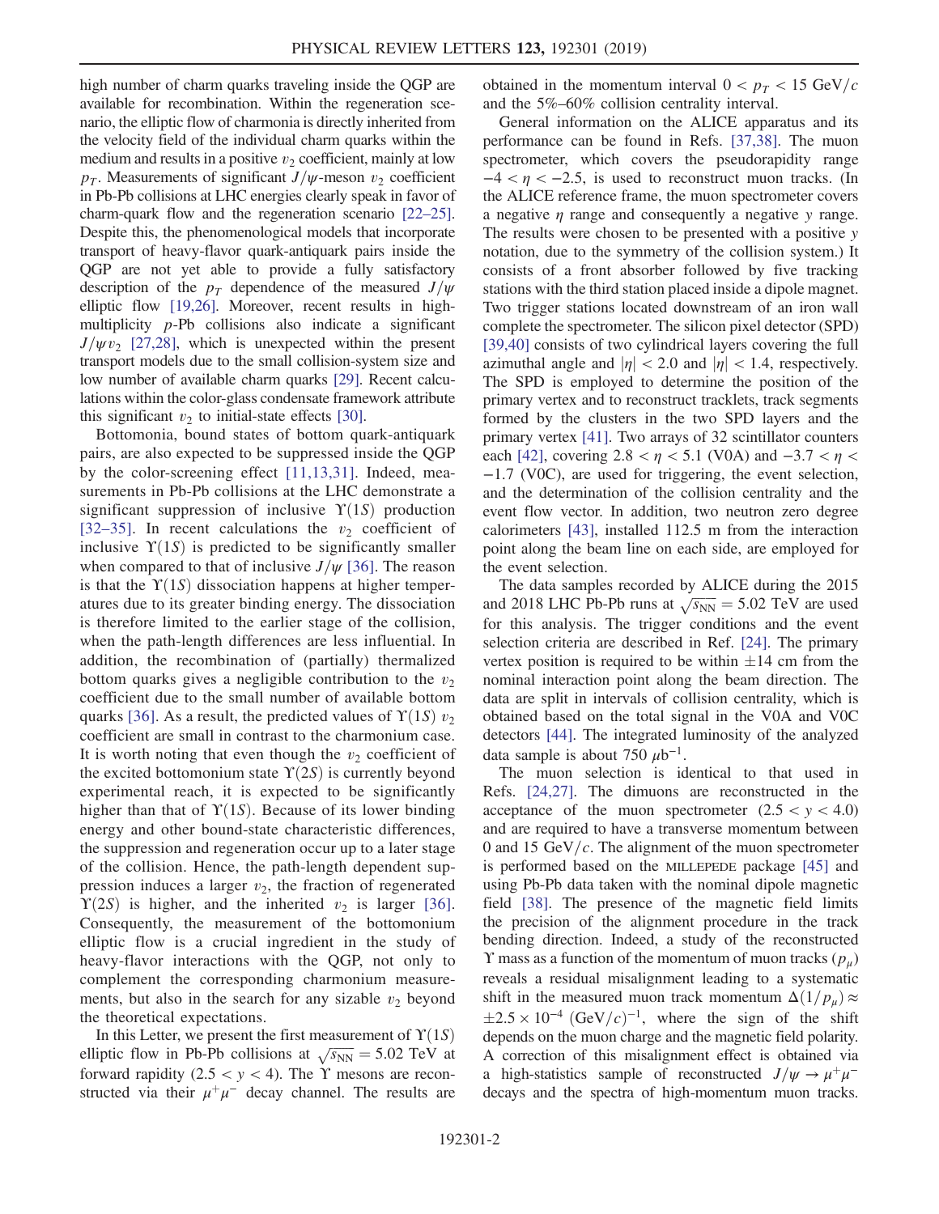high number of charm quarks traveling inside the QGP are available for recombination. Within the regeneration scenario, the elliptic flow of charmonia is directly inherited from the velocity field of the individual charm quarks within the medium and results in a positive $v_2$ coefficient, mainly at low $p_T$. Measurements of significant $J/\psi$-meson $v_2$ coefficient in Pb-Pb collisions at LHC energies clearly speak in favor of charm-quark flow and the regeneration scenario [22–25]. Despite this, the phenomenological models that incorporate transport of heavy-flavor quark-antiquark pairs inside the QGP are not yet able to provide a fully satisfactory description of the $p_T$ dependence of the measured $J/\psi$ elliptic flow [19,26]. Moreover, recent results in high-multiplicity $p$-Pb collisions also indicate a significant $J/\psi v_2$ [27,28], which is unexpected within the present transport models due to the small collision-system size and low number of available charm quarks [29]. Recent calculations within the color-glass condensate framework attribute this significant $v_2$ to initial-state effects [30].

Bottomonia, bound states of bottom quark-antiquark pairs, are also expected to be suppressed inside the QGP by the color-screening effect [11,13,31]. Indeed, measurements in Pb-Pb collisions at the LHC demonstrate a significant suppression of inclusive $\Upsilon(1S)$ production [32–35]. In recent calculations the $v_2$ coefficient of inclusive $\Upsilon(1S)$ is predicted to be significantly smaller when compared to that of inclusive $J/\psi$ [36]. The reason is that the $\Upsilon(1S)$ dissociation happens at higher temperatures due to its greater binding energy. The dissociation is therefore limited to the earlier stage of the collision, when the path-length differences are less influential. In addition, the recombination of (partially) thermalized bottom quarks gives a negligible contribution to the $v_2$ coefficient due to the small number of available bottom quarks [36]. As a result, the predicted values of $\Upsilon(1S)$ $v_2$ coefficient are small in contrast to the charmonium case. It is worth noting that even though the $v_2$ coefficient of the excited bottomonium state $\Upsilon(2S)$ is currently beyond experimental reach, it is expected to be significantly higher than that of $\Upsilon(1S)$. Because of its lower binding energy and other bound-state characteristic differences, the suppression and regeneration occur up to a later stage of the collision. Hence, the path-length dependent suppression induces a larger $v_2$, the fraction of regenerated $\Upsilon(2S)$ is higher, and the inherited $v_2$ is larger [36]. Consequently, the measurement of the bottomonium elliptic flow is a crucial ingredient in the study of heavy-flavor interactions with the QGP, not only to complement the corresponding charmonium measurements, but also in the search for any sizable $v_2$ beyond the theoretical expectations.

In this Letter, we present the first measurement of $\Upsilon(1S)$ elliptic flow in Pb-Pb collisions at $\sqrt{s_{\mathrm{NN}}} = 5.02$ TeV at forward rapidity ($2.5 < y < 4$). The $\Upsilon$ mesons are reconstructed via their $\mu^+\mu^-$ decay channel. The results are obtained in the momentum interval $0 < p_T < 15$ GeV/$c$ and the 5%–60% collision centrality interval.

General information on the ALICE apparatus and its performance can be found in Refs. [37,38]. The muon spectrometer, which covers the pseudorapidity range $-4 < \eta < -2.5$, is used to reconstruct muon tracks. (In the ALICE reference frame, the muon spectrometer covers a negative $\eta$ range and consequently a negative $y$ range. The results were chosen to be presented with a positive $y$ notation, due to the symmetry of the collision system.) It consists of a front absorber followed by five tracking stations with the third station placed inside a dipole magnet. Two trigger stations located downstream of an iron wall complete the spectrometer. The silicon pixel detector (SPD) [39,40] consists of two cylindrical layers covering the full azimuthal angle and $|\eta| < 2.0$ and $|\eta| < 1.4$, respectively. The SPD is employed to determine the position of the primary vertex and to reconstruct tracklets, track segments formed by the clusters in the two SPD layers and the primary vertex [41]. Two arrays of 32 scintillator counters each [42], covering $2.8 < \eta < 5.1$ (V0A) and $-3.7 < \eta < -1.7$ (V0C), are used for triggering, the event selection, and the determination of the collision centrality and the event flow vector. In addition, two neutron zero degree calorimeters [43], installed 112.5 m from the interaction point along the beam line on each side, are employed for the event selection.

The data samples recorded by ALICE during the 2015 and 2018 LHC Pb-Pb runs at $\sqrt{s_{\mathrm{NN}}} = 5.02$ TeV are used for this analysis. The trigger conditions and the event selection criteria are described in Ref. [24]. The primary vertex position is required to be within $\pm 14$ cm from the nominal interaction point along the beam direction. The data are split in intervals of collision centrality, which is obtained based on the total signal in the V0A and V0C detectors [44]. The integrated luminosity of the analyzed data sample is about 750 $\mu\mathrm{b}^{-1}$.

The muon selection is identical to that used in Refs. [24,27]. The dimuons are reconstructed in the acceptance of the muon spectrometer ($2.5 < y < 4.0$) and are required to have a transverse momentum between 0 and 15 GeV/$c$. The alignment of the muon spectrometer is performed based on the MILLEPEDE package [45] and using Pb-Pb data taken with the nominal dipole magnetic field [38]. The presence of the magnetic field limits the precision of the alignment procedure in the track bending direction. Indeed, a study of the reconstructed $\Upsilon$ mass as a function of the momentum of muon tracks ($p_\mu$) reveals a residual misalignment leading to a systematic shift in the measured muon track momentum $\Delta(1/p_\mu) \approx \pm 2.5 \times 10^{-4}$ (GeV/$c$)$^{-1}$, where the sign of the shift depends on the muon charge and the magnetic field polarity. A correction of this misalignment effect is obtained via a high-statistics sample of reconstructed $J/\psi \to \mu^+\mu^-$ decays and the spectra of high-momentum muon tracks.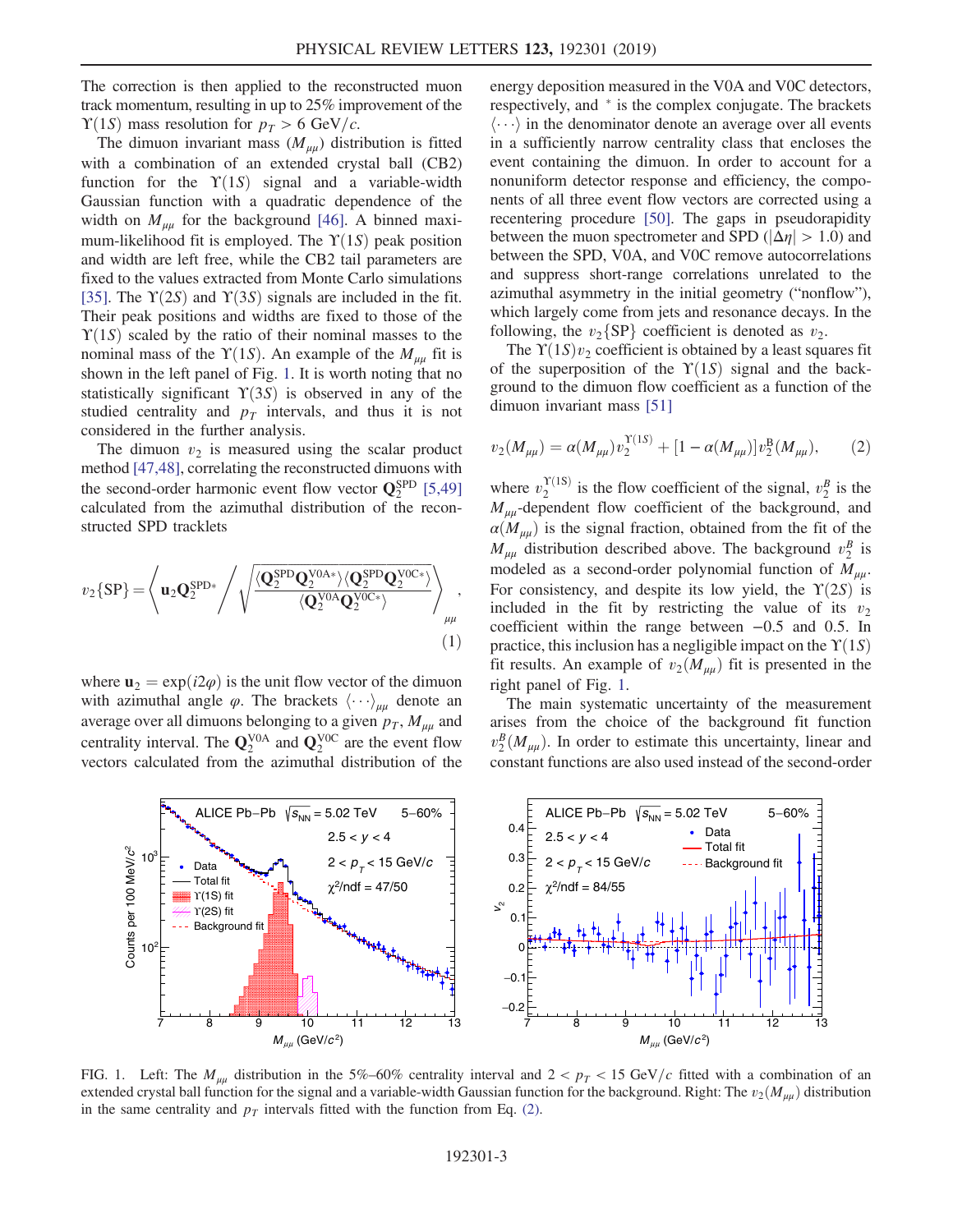The correction is then applied to the reconstructed muon track momentum, resulting in up to 25% improvement of the $\Upsilon(1S)$ mass resolution for $p_T > 6$ GeV/$c$.

The dimuon invariant mass ($M_{\mu\mu}$) distribution is fitted with a combination of an extended crystal ball (CB2) function for the $\Upsilon(1S)$ signal and a variable-width Gaussian function with a quadratic dependence of the width on $M_{\mu\mu}$ for the background [46]. A binned maximum-likelihood fit is employed. The $\Upsilon(1S)$ peak position and width are left free, while the CB2 tail parameters are fixed to the values extracted from Monte Carlo simulations [35]. The $\Upsilon(2S)$ and $\Upsilon(3S)$ signals are included in the fit. Their peak positions and widths are fixed to those of the $\Upsilon(1S)$ scaled by the ratio of their nominal masses to the nominal mass of the $\Upsilon(1S)$. An example of the $M_{\mu\mu}$ fit is shown in the left panel of Fig. 1. It is worth noting that no statistically significant $\Upsilon(3S)$ is observed in any of the studied centrality and $p_T$ intervals, and thus it is not considered in the further analysis.

The dimuon $v_2$ is measured using the scalar product method [47,48], correlating the reconstructed dimuons with the second-order harmonic event flow vector $\mathbf{Q}_2^{\mathrm{SPD}}$ [5,49] calculated from the azimuthal distribution of the reconstructed SPD tracklets

$$v_2\{\mathrm{SP}\} = \left\langle \mathbf{u}_2 \mathbf{Q}_2^{\mathrm{SPD}*} \middle/ \sqrt{\frac{\langle \mathbf{Q}_2^{\mathrm{SPD}} \mathbf{Q}_2^{\mathrm{V0A}*} \rangle \langle \mathbf{Q}_2^{\mathrm{SPD}} \mathbf{Q}_2^{\mathrm{V0C}*} \rangle}{\langle \mathbf{Q}_2^{\mathrm{V0A}} \mathbf{Q}_2^{\mathrm{V0C}*} \rangle}} \right\rangle_{\mu\mu}, \tag{1}$$

where $\mathbf{u}_2 = \exp(i2\varphi)$ is the unit flow vector of the dimuon with azimuthal angle $\varphi$. The brackets $\langle \cdots \rangle_{\mu\mu}$ denote an average over all dimuons belonging to a given $p_T$, $M_{\mu\mu}$ and centrality interval. The $\mathbf{Q}_2^{\mathrm{V0A}}$ and $\mathbf{Q}_2^{\mathrm{V0C}}$ are the event flow vectors calculated from the azimuthal distribution of the energy deposition measured in the V0A and V0C detectors, respectively, and $^*$ is the complex conjugate. The brackets $\langle \cdots \rangle$ in the denominator denote an average over all events in a sufficiently narrow centrality class that encloses the event containing the dimuon. In order to account for a nonuniform detector response and efficiency, the components of all three event flow vectors are corrected using a recentering procedure [50]. The gaps in pseudorapidity between the muon spectrometer and SPD ($|\Delta\eta| > 1.0$) and between the SPD, V0A, and V0C remove autocorrelations and suppress short-range correlations unrelated to the azimuthal asymmetry in the initial geometry ("nonflow"), which largely come from jets and resonance decays. In the following, the $v_2\{\mathrm{SP}\}$ coefficient is denoted as $v_2$.

The $\Upsilon(1S)v_2$ coefficient is obtained by a least squares fit of the superposition of the $\Upsilon(1S)$ signal and the background to the dimuon flow coefficient as a function of the dimuon invariant mass [51]

$$v_2(M_{\mu\mu}) = \alpha(M_{\mu\mu}) v_2^{\Upsilon(1S)} + [1 - \alpha(M_{\mu\mu})] v_2^{\mathrm{B}}(M_{\mu\mu}), \tag{2}$$

where $v_2^{\Upsilon(1S)}$ is the flow coefficient of the signal, $v_2^B$ is the $M_{\mu\mu}$-dependent flow coefficient of the background, and $\alpha(M_{\mu\mu})$ is the signal fraction, obtained from the fit of the $M_{\mu\mu}$ distribution described above. The background $v_2^B$ is modeled as a second-order polynomial function of $M_{\mu\mu}$. For consistency, and despite its low yield, the $\Upsilon(2S)$ is included in the fit by restricting the value of its $v_2$ coefficient within the range between $-0.5$ and 0.5. In practice, this inclusion has a negligible impact on the $\Upsilon(1S)$ fit results. An example of $v_2(M_{\mu\mu})$ fit is presented in the right panel of Fig. 1.

The main systematic uncertainty of the measurement arises from the choice of the background fit function $v_2^B(M_{\mu\mu})$. In order to estimate this uncertainty, linear and constant functions are also used instead of the second-order

FIG. 1. Left: The $M_{\mu\mu}$ distribution in the 5%–60% centrality interval and $2 < p_T < 15$ GeV/$c$ fitted with a combination of an extended crystal ball function for the signal and a variable-width Gaussian function for the background. Right: The $v_2(M_{\mu\mu})$ distribution in the same centrality and $p_T$ intervals fitted with the function from Eq. (2).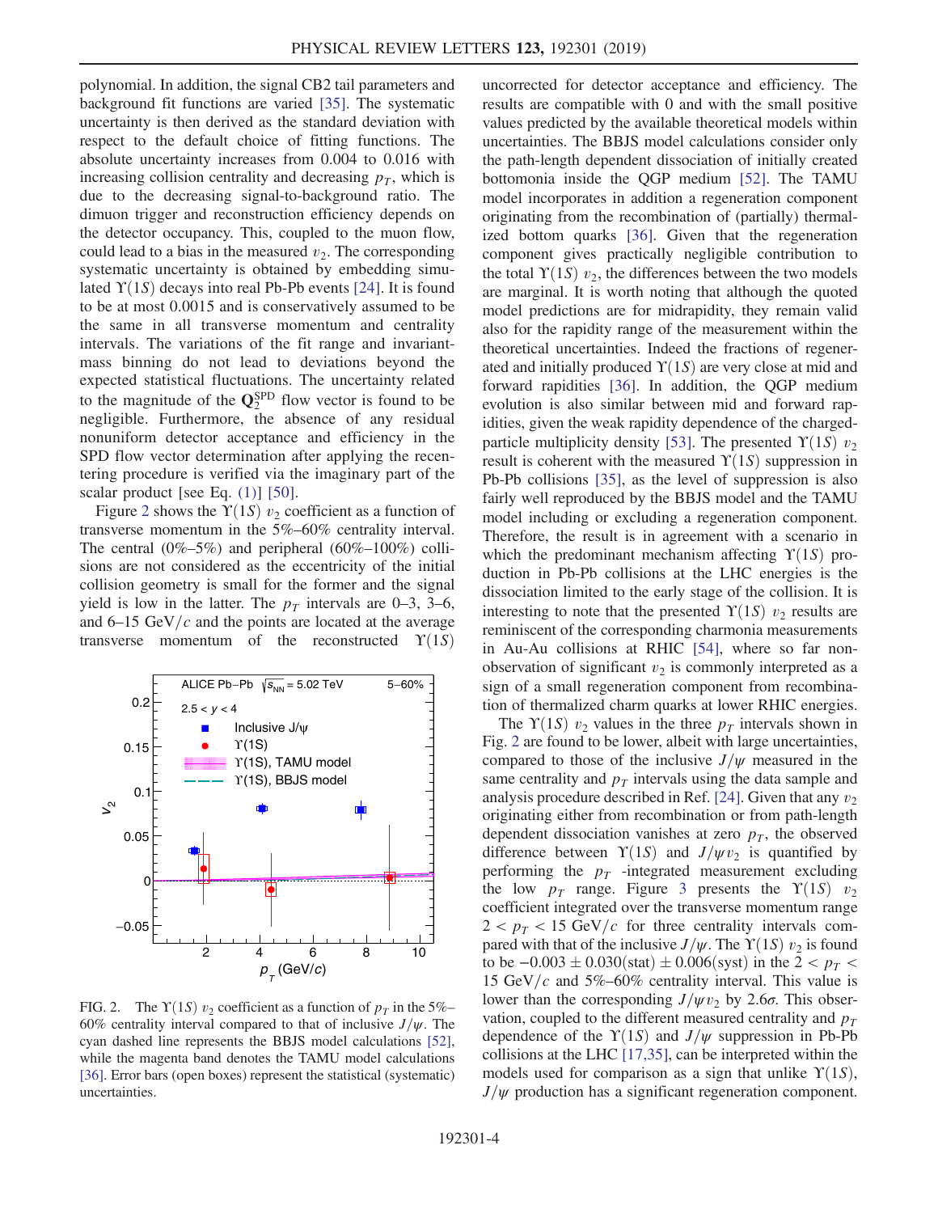polynomial. In addition, the signal CB2 tail parameters and background fit functions are varied [35]. The systematic uncertainty is then derived as the standard deviation with respect to the default choice of fitting functions. The absolute uncertainty increases from 0.004 to 0.016 with increasing collision centrality and decreasing $p_T$, which is due to the decreasing signal-to-background ratio. The dimuon trigger and reconstruction efficiency depends on the detector occupancy. This, coupled to the muon flow, could lead to a bias in the measured $v_2$. The corresponding systematic uncertainty is obtained by embedding simulated $\Upsilon(1S)$ decays into real Pb-Pb events [24]. It is found to be at most 0.0015 and is conservatively assumed to be the same in all transverse momentum and centrality intervals. The variations of the fit range and invariant-mass binning do not lead to deviations beyond the expected statistical fluctuations. The uncertainty related to the magnitude of the $\mathbf{Q}_2^{\mathrm{SPD}}$ flow vector is found to be negligible. Furthermore, the absence of any residual nonuniform detector acceptance and efficiency in the SPD flow vector determination after applying the recentering procedure is verified via the imaginary part of the scalar product [see Eq. (1)] [50].

Figure 2 shows the $\Upsilon(1S)$ $v_2$ coefficient as a function of transverse momentum in the 5%–60% centrality interval. The central (0%–5%) and peripheral (60%–100%) collisions are not considered as the eccentricity of the initial collision geometry is small for the former and the signal yield is low in the latter. The $p_T$ intervals are 0–3, 3–6, and 6–15 GeV/$c$ and the points are located at the average transverse momentum of the reconstructed $\Upsilon(1S)$ uncorrected for detector acceptance and efficiency. The results are compatible with 0 and with the small positive values predicted by the available theoretical models within uncertainties. The BBJS model calculations consider only the path-length dependent dissociation of initially created bottomonia inside the QGP medium [52]. The TAMU model incorporates in addition a regeneration component originating from the recombination of (partially) thermalized bottom quarks [36]. Given that the regeneration component gives practically negligible contribution to the total $\Upsilon(1S)$ $v_2$, the differences between the two models are marginal. It is worth noting that although the quoted model predictions are for midrapidity, they remain valid also for the rapidity range of the measurement within the theoretical uncertainties. Indeed the fractions of regenerated and initially produced $\Upsilon(1S)$ are very close at mid and forward rapidities [36]. In addition, the QGP medium evolution is also similar between mid and forward rapidities, given the weak rapidity dependence of the charged-particle multiplicity density [53]. The presented $\Upsilon(1S)$ $v_2$ result is coherent with the measured $\Upsilon(1S)$ suppression in Pb-Pb collisions [35], as the level of suppression is also fairly well reproduced by the BBJS model and the TAMU model including or excluding a regeneration component. Therefore, the result is in agreement with a scenario in which the predominant mechanism affecting $\Upsilon(1S)$ production in Pb-Pb collisions at the LHC energies is the dissociation limited to the early stage of the collision. It is interesting to note that the presented $\Upsilon(1S)$ $v_2$ results are reminiscent of the corresponding charmonia measurements in Au-Au collisions at RHIC [54], where so far non-observation of significant $v_2$ is commonly interpreted as a sign of a small regeneration component from recombination of thermalized charm quarks at lower RHIC energies.

FIG. 2. The $\Upsilon(1S)$ $v_2$ coefficient as a function of $p_T$ in the 5%–60% centrality interval compared to that of inclusive $J/\psi$. The cyan dashed line represents the BBJS model calculations [52], while the magenta band denotes the TAMU model calculations [36]. Error bars (open boxes) represent the statistical (systematic) uncertainties.

The $\Upsilon(1S)$ $v_2$ values in the three $p_T$ intervals shown in Fig. 2 are found to be lower, albeit with large uncertainties, compared to those of the inclusive $J/\psi$ measured in the same centrality and $p_T$ intervals using the data sample and analysis procedure described in Ref. [24]. Given that any $v_2$ originating either from recombination or from path-length dependent dissociation vanishes at zero $p_T$, the observed difference between $\Upsilon(1S)$ and $J/\psi v_2$ is quantified by performing the $p_T$ -integrated measurement excluding the low $p_T$ range. Figure 3 presents the $\Upsilon(1S)$ $v_2$ coefficient integrated over the transverse momentum range $2 < p_T < 15$ GeV/$c$ for three centrality intervals compared with that of the inclusive $J/\psi$. The $\Upsilon(1S)$ $v_2$ is found to be $-0.003 \pm 0.030(\mathrm{stat}) \pm 0.006(\mathrm{syst})$ in the $2 < p_T < 15$ GeV/$c$ and 5%–60% centrality interval. This value is lower than the corresponding $J/\psi v_2$ by $2.6\sigma$. This observation, coupled to the different measured centrality and $p_T$ dependence of the $\Upsilon(1S)$ and $J/\psi$ suppression in Pb-Pb collisions at the LHC [17,35], can be interpreted within the models used for comparison as a sign that unlike $\Upsilon(1S)$, $J/\psi$ production has a significant regeneration component.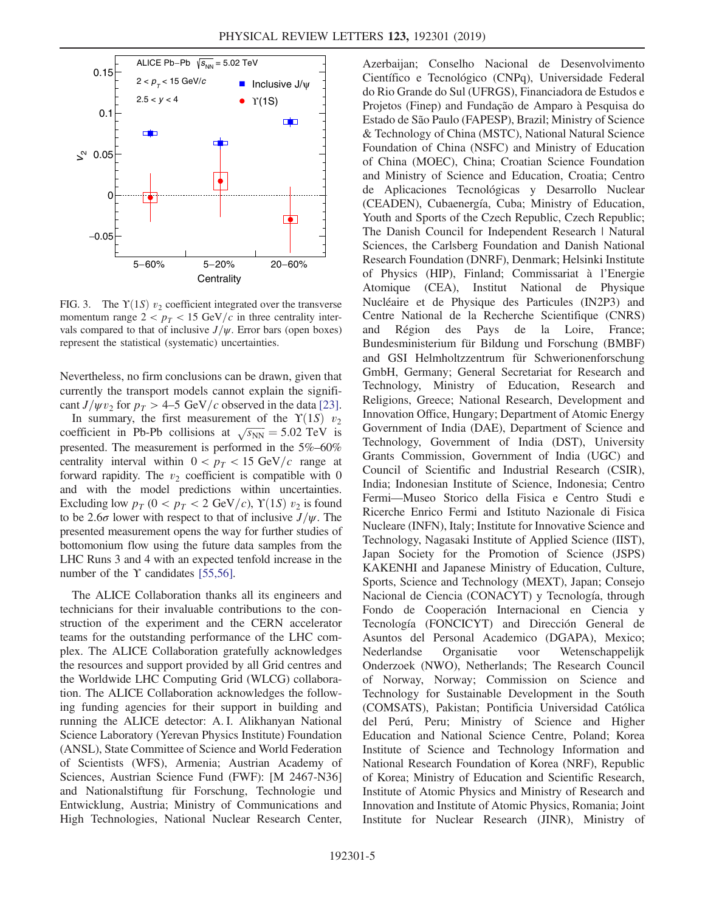ALICE Pb–Pb $\sqrt{s_{NN}}$ = 5.02 TeV

2 < $p_T$ < 15 GeV/$c$

2.5 < $y$ < 4

Inclusive J/ψ

ϒ(1S)

$v_2$

0.15

0.1

0.05

0

−0.05

5−60%

5−20%

20−60%

Centrality

FIG. 3. The $\Upsilon(1S)$ $v_2$ coefficient integrated over the transverse momentum range $2 < p_T < 15$ GeV/$c$ in three centrality intervals compared to that of inclusive $J/\psi$. Error bars (open boxes) represent the statistical (systematic) uncertainties.

Nevertheless, no firm conclusions can be drawn, given that currently the transport models cannot explain the significant $J/\psi v_2$ for $p_T > 4$–5 GeV/$c$ observed in the data [23].

In summary, the first measurement of the $\Upsilon(1S)$ $v_2$ coefficient in Pb-Pb collisions at $\sqrt{s_{NN}} = 5.02$ TeV is presented. The measurement is performed in the 5%–60% centrality interval within $0 < p_T < 15$ GeV/$c$ range at forward rapidity. The $v_2$ coefficient is compatible with 0 and with the model predictions within uncertainties. Excluding low $p_T$ ($0 < p_T < 2$ GeV/$c$), $\Upsilon(1S)$ $v_2$ is found to be 2.6$\sigma$ lower with respect to that of inclusive $J/\psi$. The presented measurement opens the way for further studies of bottomonium flow using the future data samples from the LHC Runs 3 and 4 with an expected tenfold increase in the number of the $\Upsilon$ candidates [55,56].

The ALICE Collaboration thanks all its engineers and technicians for their invaluable contributions to the construction of the experiment and the CERN accelerator teams for the outstanding performance of the LHC complex. The ALICE Collaboration gratefully acknowledges the resources and support provided by all Grid centres and the Worldwide LHC Computing Grid (WLCG) collaboration. The ALICE Collaboration acknowledges the following funding agencies for their support in building and running the ALICE detector: A. I. Alikhanyan National Science Laboratory (Yerevan Physics Institute) Foundation (ANSL), State Committee of Science and World Federation of Scientists (WFS), Armenia; Austrian Academy of Sciences, Austrian Science Fund (FWF): [M 2467-N36] and Nationalstiftung für Forschung, Technologie und Entwicklung, Austria; Ministry of Communications and High Technologies, National Nuclear Research Center, Azerbaijan; Conselho Nacional de Desenvolvimento Científico e Tecnológico (CNPq), Universidade Federal do Rio Grande do Sul (UFRGS), Financiadora de Estudos e Projetos (Finep) and Fundação de Amparo à Pesquisa do Estado de São Paulo (FAPESP), Brazil; Ministry of Science & Technology of China (MSTC), National Natural Science Foundation of China (NSFC) and Ministry of Education of China (MOEC), China; Croatian Science Foundation and Ministry of Science and Education, Croatia; Centro de Aplicaciones Tecnológicas y Desarrollo Nuclear (CEADEN), Cubaenergía, Cuba; Ministry of Education, Youth and Sports of the Czech Republic, Czech Republic; The Danish Council for Independent Research | Natural Sciences, the Carlsberg Foundation and Danish National Research Foundation (DNRF), Denmark; Helsinki Institute of Physics (HIP), Finland; Commissariat à l'Energie Atomique (CEA), Institut National de Physique Nucléaire et de Physique des Particules (IN2P3) and Centre National de la Recherche Scientifique (CNRS) and Région des Pays de la Loire, France; Bundesministerium für Bildung und Forschung (BMBF) and GSI Helmholtzzentrum für Schwerionenforschung GmbH, Germany; General Secretariat for Research and Technology, Ministry of Education, Research and Religions, Greece; National Research, Development and Innovation Office, Hungary; Department of Atomic Energy Government of India (DAE), Department of Science and Technology, Government of India (DST), University Grants Commission, Government of India (UGC) and Council of Scientific and Industrial Research (CSIR), India; Indonesian Institute of Science, Indonesia; Centro Fermi—Museo Storico della Fisica e Centro Studi e Ricerche Enrico Fermi and Istituto Nazionale di Fisica Nucleare (INFN), Italy; Institute for Innovative Science and Technology, Nagasaki Institute of Applied Science (IIST), Japan Society for the Promotion of Science (JSPS) KAKENHI and Japanese Ministry of Education, Culture, Sports, Science and Technology (MEXT), Japan; Consejo Nacional de Ciencia (CONACYT) y Tecnología, through Fondo de Cooperación Internacional en Ciencia y Tecnología (FONCICYT) and Dirección General de Asuntos del Personal Academico (DGAPA), Mexico; Nederlandse Organisatie voor Wetenschappelijk Onderzoek (NWO), Netherlands; The Research Council of Norway, Norway; Commission on Science and Technology for Sustainable Development in the South (COMSATS), Pakistan; Pontificia Universidad Católica del Perú, Peru; Ministry of Science and Higher Education and National Science Centre, Poland; Korea Institute of Science and Technology Information and National Research Foundation of Korea (NRF), Republic of Korea; Ministry of Education and Scientific Research, Institute of Atomic Physics and Ministry of Research and Innovation and Institute of Atomic Physics, Romania; Joint Institute for Nuclear Research (JINR), Ministry of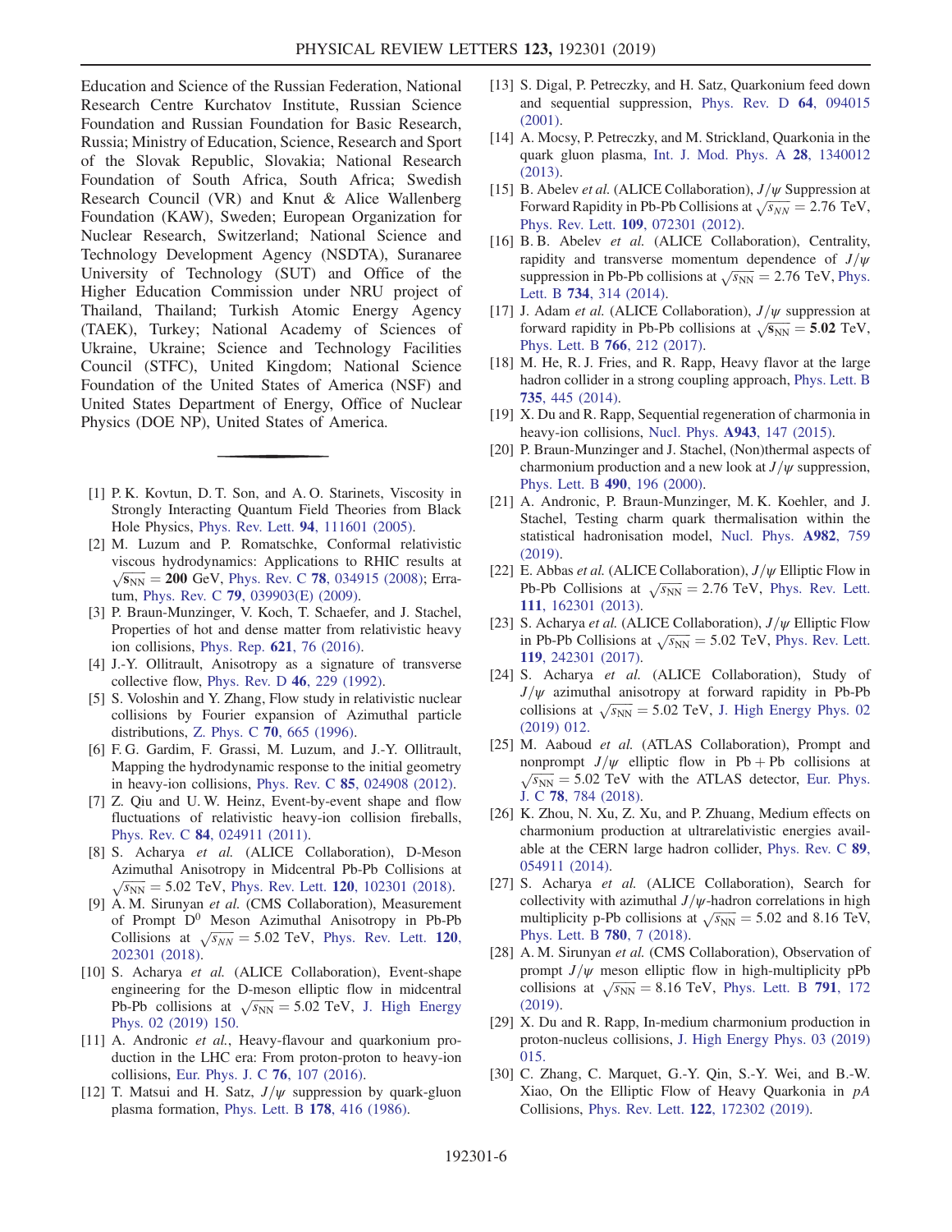Education and Science of the Russian Federation, National Research Centre Kurchatov Institute, Russian Science Foundation and Russian Foundation for Basic Research, Russia; Ministry of Education, Science, Research and Sport of the Slovak Republic, Slovakia; National Research Foundation of South Africa, South Africa; Swedish Research Council (VR) and Knut & Alice Wallenberg Foundation (KAW), Sweden; European Organization for Nuclear Research, Switzerland; National Science and Technology Development Agency (NSDTA), Suranaree University of Technology (SUT) and Office of the Higher Education Commission under NRU project of Thailand, Thailand; Turkish Atomic Energy Agency (TAEK), Turkey; National Academy of Sciences of Ukraine, Ukraine; Science and Technology Facilities Council (STFC), United Kingdom; National Science Foundation of the United States of America (NSF) and United States Department of Energy, Office of Nuclear Physics (DOE NP), United States of America.

---

[1] P. K. Kovtun, D. T. Son, and A. O. Starinets, Viscosity in Strongly Interacting Quantum Field Theories from Black Hole Physics, Phys. Rev. Lett. **94**, 111601 (2005).

[2] M. Luzum and P. Romatschke, Conformal relativistic viscous hydrodynamics: Applications to RHIC results at $\sqrt{s_{NN}} = 200$ GeV, Phys. Rev. C **78**, 034915 (2008); Erratum, Phys. Rev. C **79**, 039903(E) (2009).

[3] P. Braun-Munzinger, V. Koch, T. Schaefer, and J. Stachel, Properties of hot and dense matter from relativistic heavy ion collisions, Phys. Rep. **621**, 76 (2016).

[4] J.-Y. Ollitrault, Anisotropy as a signature of transverse collective flow, Phys. Rev. D **46**, 229 (1992).

[5] S. Voloshin and Y. Zhang, Flow study in relativistic nuclear collisions by Fourier expansion of Azimuthal particle distributions, Z. Phys. C **70**, 665 (1996).

[6] F. G. Gardim, F. Grassi, M. Luzum, and J.-Y. Ollitrault, Mapping the hydrodynamic response to the initial geometry in heavy-ion collisions, Phys. Rev. C **85**, 024908 (2012).

[7] Z. Qiu and U. W. Heinz, Event-by-event shape and flow fluctuations of relativistic heavy-ion collision fireballs, Phys. Rev. C **84**, 024911 (2011).

[8] S. Acharya *et al.* (ALICE Collaboration), D-Meson Azimuthal Anisotropy in Midcentral Pb-Pb Collisions at $\sqrt{s_{NN}} = 5.02$ TeV, Phys. Rev. Lett. **120**, 102301 (2018).

[9] A. M. Sirunyan *et al.* (CMS Collaboration), Measurement of Prompt $D^0$ Meson Azimuthal Anisotropy in Pb-Pb Collisions at $\sqrt{s_{NN}} = 5.02$ TeV, Phys. Rev. Lett. **120**, 202301 (2018).

[10] S. Acharya *et al.* (ALICE Collaboration), Event-shape engineering for the D-meson elliptic flow in midcentral Pb-Pb collisions at $\sqrt{s_{NN}} = 5.02$ TeV, J. High Energy Phys. 02 (2019) 150.

[11] A. Andronic *et al.*, Heavy-flavour and quarkonium production in the LHC era: From proton-proton to heavy-ion collisions, Eur. Phys. J. C **76**, 107 (2016).

[12] T. Matsui and H. Satz, $J/\psi$ suppression by quark-gluon plasma formation, Phys. Lett. B **178**, 416 (1986).

[13] S. Digal, P. Petreczky, and H. Satz, Quarkonium feed down and sequential suppression, Phys. Rev. D **64**, 094015 (2001).

[14] A. Mocsy, P. Petreczky, and M. Strickland, Quarkonia in the quark gluon plasma, Int. J. Mod. Phys. A **28**, 1340012 (2013).

[15] B. Abelev *et al.* (ALICE Collaboration), $J/\psi$ Suppression at Forward Rapidity in Pb-Pb Collisions at $\sqrt{s_{NN}} = 2.76$ TeV, Phys. Rev. Lett. **109**, 072301 (2012).

[16] B. B. Abelev *et al.* (ALICE Collaboration), Centrality, rapidity and transverse momentum dependence of $J/\psi$ suppression in Pb-Pb collisions at $\sqrt{s_{NN}} = 2.76$ TeV, Phys. Lett. B **734**, 314 (2014).

[17] J. Adam *et al.* (ALICE Collaboration), $J/\psi$ suppression at forward rapidity in Pb-Pb collisions at $\sqrt{s_{NN}} = 5.02$ TeV, Phys. Lett. B **766**, 212 (2017).

[18] M. He, R. J. Fries, and R. Rapp, Heavy flavor at the large hadron collider in a strong coupling approach, Phys. Lett. B **735**, 445 (2014).

[19] X. Du and R. Rapp, Sequential regeneration of charmonia in heavy-ion collisions, Nucl. Phys. **A943**, 147 (2015).

[20] P. Braun-Munzinger and J. Stachel, (Non)thermal aspects of charmonium production and a new look at $J/\psi$ suppression, Phys. Lett. B **490**, 196 (2000).

[21] A. Andronic, P. Braun-Munzinger, M. K. Koehler, and J. Stachel, Testing charm quark thermalisation within the statistical hadronisation model, Nucl. Phys. **A982**, 759 (2019).

[22] E. Abbas *et al.* (ALICE Collaboration), $J/\psi$ Elliptic Flow in Pb-Pb Collisions at $\sqrt{s_{NN}} = 2.76$ TeV, Phys. Rev. Lett. **111**, 162301 (2013).

[23] S. Acharya *et al.* (ALICE Collaboration), $J/\psi$ Elliptic Flow in Pb-Pb Collisions at $\sqrt{s_{NN}} = 5.02$ TeV, Phys. Rev. Lett. **119**, 242301 (2017).

[24] S. Acharya *et al.* (ALICE Collaboration), Study of $J/\psi$ azimuthal anisotropy at forward rapidity in Pb-Pb collisions at $\sqrt{s_{NN}} = 5.02$ TeV, J. High Energy Phys. 02 (2019) 012.

[25] M. Aaboud *et al.* (ATLAS Collaboration), Prompt and nonprompt $J/\psi$ elliptic flow in Pb + Pb collisions at $\sqrt{s_{NN}} = 5.02$ TeV with the ATLAS detector, Eur. Phys. J. C **78**, 784 (2018).

[26] K. Zhou, N. Xu, Z. Xu, and P. Zhuang, Medium effects on charmonium production at ultrarelativistic energies available at the CERN large hadron collider, Phys. Rev. C **89**, 054911 (2014).

[27] S. Acharya *et al.* (ALICE Collaboration), Search for collectivity with azimuthal $J/\psi$-hadron correlations in high multiplicity p-Pb collisions at $\sqrt{s_{NN}} = 5.02$ and 8.16 TeV, Phys. Lett. B **780**, 7 (2018).

[28] A. M. Sirunyan *et al.* (CMS Collaboration), Observation of prompt $J/\psi$ meson elliptic flow in high-multiplicity pPb collisions at $\sqrt{s_{NN}} = 8.16$ TeV, Phys. Lett. B **791**, 172 (2019).

[29] X. Du and R. Rapp, In-medium charmonium production in proton-nucleus collisions, J. High Energy Phys. 03 (2019) 015.

[30] C. Zhang, C. Marquet, G.-Y. Qin, S.-Y. Wei, and B.-W. Xiao, On the Elliptic Flow of Heavy Quarkonia in *pA* Collisions, Phys. Rev. Lett. **122**, 172302 (2019).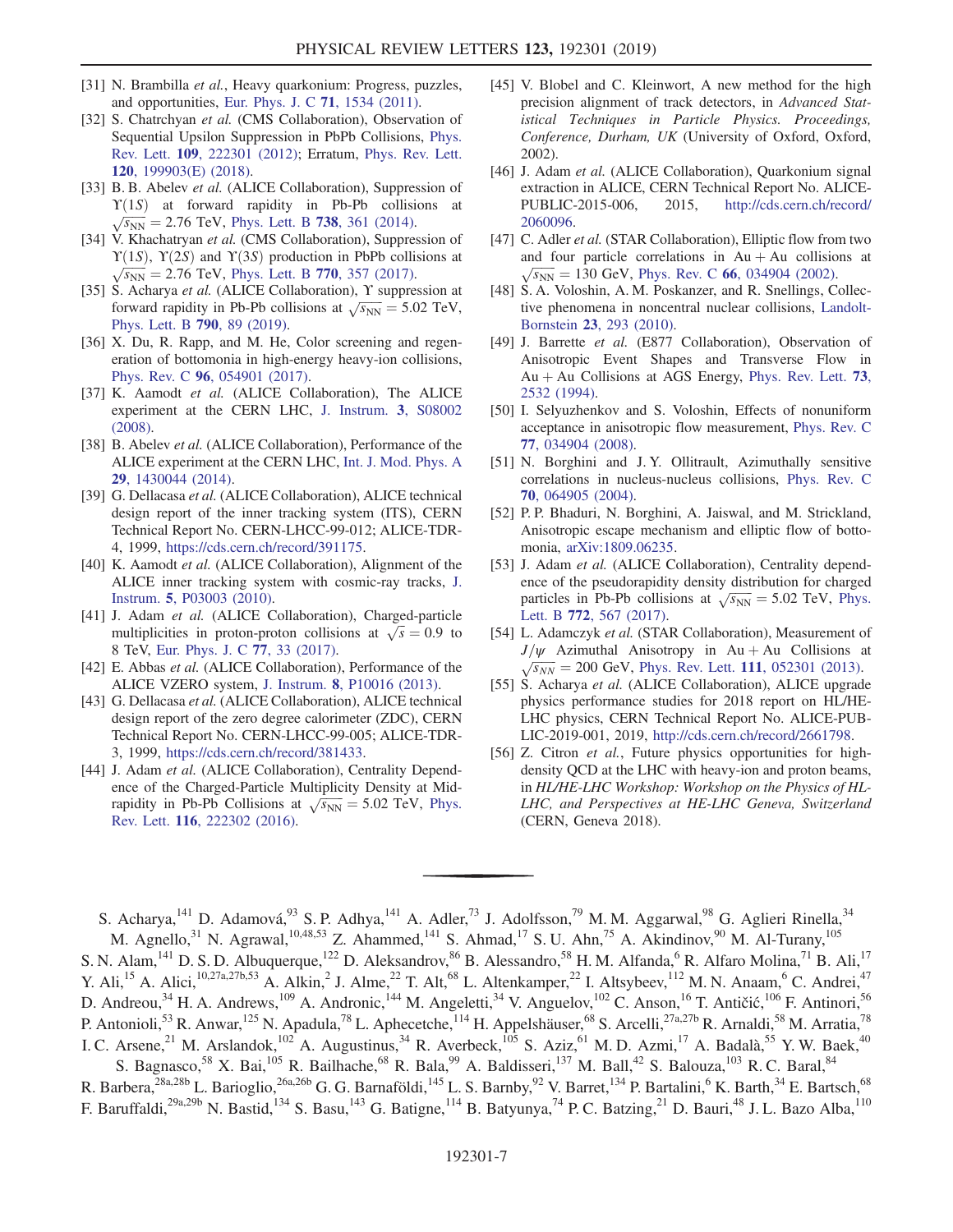[31] N. Brambilla *et al.*, Heavy quarkonium: Progress, puzzles, and opportunities, Eur. Phys. J. C **71**, 1534 (2011).

[32] S. Chatrchyan *et al.* (CMS Collaboration), Observation of Sequential Upsilon Suppression in PbPb Collisions, Phys. Rev. Lett. **109**, 222301 (2012); Erratum, Phys. Rev. Lett. **120**, 199903(E) (2018).

[33] B. B. Abelev *et al.* (ALICE Collaboration), Suppression of $\Upsilon(1S)$ at forward rapidity in Pb-Pb collisions at $\sqrt{s_{\rm NN}} = 2.76$ TeV, Phys. Lett. B **738**, 361 (2014).

[34] V. Khachatryan *et al.* (CMS Collaboration), Suppression of $\Upsilon(1S)$, $\Upsilon(2S)$ and $\Upsilon(3S)$ production in PbPb collisions at $\sqrt{s_{\rm NN}} = 2.76$ TeV, Phys. Lett. B **770**, 357 (2017).

[35] S. Acharya *et al.* (ALICE Collaboration), $\Upsilon$ suppression at forward rapidity in Pb-Pb collisions at $\sqrt{s_{\rm NN}} = 5.02$ TeV, Phys. Lett. B **790**, 89 (2019).

[36] X. Du, R. Rapp, and M. He, Color screening and regeneration of bottomonia in high-energy heavy-ion collisions, Phys. Rev. C **96**, 054901 (2017).

[37] K. Aamodt *et al.* (ALICE Collaboration), The ALICE experiment at the CERN LHC, J. Instrum. **3**, S08002 (2008).

[38] B. Abelev *et al.* (ALICE Collaboration), Performance of the ALICE experiment at the CERN LHC, Int. J. Mod. Phys. A **29**, 1430044 (2014).

[39] G. Dellacasa *et al.* (ALICE Collaboration), ALICE technical design report of the inner tracking system (ITS), CERN Technical Report No. CERN-LHCC-99-012; ALICE-TDR-4, 1999, https://cds.cern.ch/record/391175.

[40] K. Aamodt *et al.* (ALICE Collaboration), Alignment of the ALICE inner tracking system with cosmic-ray tracks, J. Instrum. **5**, P03003 (2010).

[41] J. Adam *et al.* (ALICE Collaboration), Charged-particle multiplicities in proton-proton collisions at $\sqrt{s} = 0.9$ to 8 TeV, Eur. Phys. J. C **77**, 33 (2017).

[42] E. Abbas *et al.* (ALICE Collaboration), Performance of the ALICE VZERO system, J. Instrum. **8**, P10016 (2013).

[43] G. Dellacasa *et al.* (ALICE Collaboration), ALICE technical design report of the zero degree calorimeter (ZDC), CERN Technical Report No. CERN-LHCC-99-005; ALICE-TDR-3, 1999, https://cds.cern.ch/record/381433.

[44] J. Adam *et al.* (ALICE Collaboration), Centrality Dependence of the Charged-Particle Multiplicity Density at Midrapidity in Pb-Pb Collisions at $\sqrt{s_{\rm NN}} = 5.02$ TeV, Phys. Rev. Lett. **116**, 222302 (2016).

[45] V. Blobel and C. Kleinwort, A new method for the high precision alignment of track detectors, in *Advanced Statistical Techniques in Particle Physics. Proceedings, Conference, Durham, UK* (University of Oxford, Oxford, 2002).

[46] J. Adam *et al.* (ALICE Collaboration), Quarkonium signal extraction in ALICE, CERN Technical Report No. ALICE-PUBLIC-2015-006, 2015, http://cds.cern.ch/record/2060096.

[47] C. Adler *et al.* (STAR Collaboration), Elliptic flow from two and four particle correlations in Au + Au collisions at $\sqrt{s_{\rm NN}} = 130$ GeV, Phys. Rev. C **66**, 034904 (2002).

[48] S. A. Voloshin, A. M. Poskanzer, and R. Snellings, Collective phenomena in noncentral nuclear collisions, Landolt-Bornstein **23**, 293 (2010).

[49] J. Barrette *et al.* (E877 Collaboration), Observation of Anisotropic Event Shapes and Transverse Flow in Au + Au Collisions at AGS Energy, Phys. Rev. Lett. **73**, 2532 (1994).

[50] I. Selyuzhenkov and S. Voloshin, Effects of nonuniform acceptance in anisotropic flow measurement, Phys. Rev. C **77**, 034904 (2008).

[51] N. Borghini and J. Y. Ollitrault, Azimuthally sensitive correlations in nucleus-nucleus collisions, Phys. Rev. C **70**, 064905 (2004).

[52] P. P. Bhaduri, N. Borghini, A. Jaiswal, and M. Strickland, Anisotropic escape mechanism and elliptic flow of bottomonia, arXiv:1809.06235.

[53] J. Adam *et al.* (ALICE Collaboration), Centrality dependence of the pseudorapidity density distribution for charged particles in Pb-Pb collisions at $\sqrt{s_{\rm NN}} = 5.02$ TeV, Phys. Lett. B **772**, 567 (2017).

[54] L. Adamczyk *et al.* (STAR Collaboration), Measurement of $J/\psi$ Azimuthal Anisotropy in Au + Au Collisions at $\sqrt{s_{NN}} = 200$ GeV, Phys. Rev. Lett. **111**, 052301 (2013).

[55] S. Acharya *et al.* (ALICE Collaboration), ALICE upgrade physics performance studies for 2018 report on HL/HE-LHC physics, CERN Technical Report No. ALICE-PUBLIC-2019-001, 2019, http://cds.cern.ch/record/2661798.

[56] Z. Citron *et al.*, Future physics opportunities for high-density QCD at the LHC with heavy-ion and proton beams, in *HL/HE-LHC Workshop: Workshop on the Physics of HL-LHC, and Perspectives at HE-LHC Geneva, Switzerland* (CERN, Geneva 2018).

---

S. Acharya,[141] D. Adamová,[93] S. P. Adhya,[141] A. Adler,[73] J. Adolfsson,[79] M. M. Aggarwal,[98] G. Aglieri Rinella,[34] M. Agnello,[31] N. Agrawal,[10,48,53] Z. Ahammed,[141] S. Ahmad,[17] S. U. Ahn,[75] A. Akindinov,[90] M. Al-Turany,[105] S. N. Alam,[141] D. S. D. Albuquerque,[122] D. Aleksandrov,[86] B. Alessandro,[58] H. M. Alfanda,[6] R. Alfaro Molina,[71] B. Ali,[17] Y. Ali,[15] A. Alici,[10,27a,27b,53] A. Alkin,[2] J. Alme,[22] T. Alt,[68] L. Altenkamper,[22] I. Altsybeev,[112] M. N. Anaam,[6] C. Andrei,[47] D. Andreou,[34] H. A. Andrews,[109] A. Andronic,[144] M. Angeletti,[34] V. Anguelov,[102] C. Anson,[16] T. Antičić,[106] F. Antinori,[56] P. Antonioli,[53] R. Anwar,[125] N. Apadula,[78] L. Aphecetche,[114] H. Appelshäuser,[68] S. Arcelli,[27a,27b] R. Arnaldi,[58] M. Arratia,[78] I. C. Arsene,[21] M. Arslandok,[102] A. Augustinus,[34] R. Averbeck,[105] S. Aziz,[61] M. D. Azmi,[17] A. Badalà,[55] Y. W. Baek,[40] S. Bagnasco,[58] X. Bai,[105] R. Bailhache,[68] R. Bala,[99] A. Baldisseri,[137] M. Ball,[42] S. Balouza,[103] R. C. Baral,[84] R. Barbera,[28a,28b] L. Barioglio,[26a,26b] G. G. Barnaföldi,[145] L. S. Barnby,[92] V. Barret,[134] P. Bartalini,[6] K. Barth,[34] E. Bartsch,[68] F. Baruffaldi,[29a,29b] N. Bastid,[134] S. Basu,[143] G. Batigne,[114] B. Batyunya,[74] P. C. Batzing,[21] D. Bauri,[48] J. L. Bazo Alba,[110]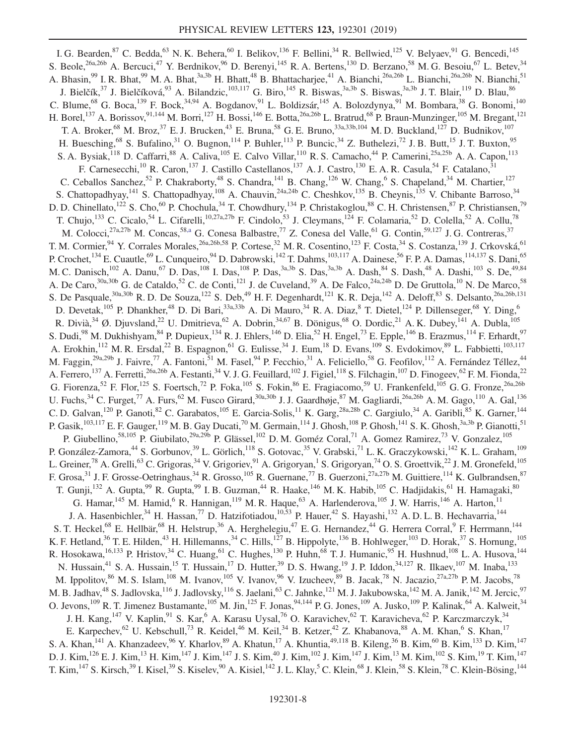I. G. Bearden,[87] C. Bedda,[63] N. K. Behera,[60] I. Belikov,[136] F. Bellini,[34] R. Bellwied,[125] V. Belyaev,[91] G. Bencedi,[145] S. Beole,[26a,26b] A. Bercuci,[47] Y. Berdnikov,[96] D. Berenyi,[145] R. A. Bertens,[130] D. Berzano,[58] M. G. Besoiu,[67] L. Betev,[34] A. Bhasin,[99] I. R. Bhat,[99] M. A. Bhat,[3a,3b] H. Bhatt,[48] B. Bhattacharjee,[41] A. Bianchi,[26a,26b] L. Bianchi,[26a,26b] N. Bianchi,[51] J. Bielčík,[37] J. Bielčíková,[93] A. Bilandzic,[103,117] G. Biro,[145] R. Biswas,[3a,3b] S. Biswas,[3a,3b] J. T. Blair,[119] D. Blau,[86] C. Blume,[68] G. Boca,[139] F. Bock,[34,94] A. Bogdanov,[91] L. Boldizsár,[145] A. Bolozdynya,[91] M. Bombara,[38] G. Bonomi,[140] H. Borel,[137] A. Borissov,[91,144] M. Borri,[127] H. Bossi,[146] E. Botta,[26a,26b] L. Bratrud,[68] P. Braun-Munzinger,[105] M. Bregant,[121] T. A. Broker,[68] M. Broz,[37] E. J. Brucken,[43] E. Bruna,[58] G. E. Bruno,[33a,33b,104] M. D. Buckland,[127] D. Budnikov,[107] H. Buesching,[68] S. Bufalino,[31] O. Bugnon,[114] P. Buhler,[113] P. Buncic,[34] Z. Buthelezi,[72] J. B. Butt,[15] J. T. Buxton,[95] S. A. Bysiak,[118] D. Caffarri,[88] A. Caliva,[105] E. Calvo Villar,[110] R. S. Camacho,[44] P. Camerini,[25a,25b] A. A. Capon,[113] F. Carnesecchi,[10] R. Caron,[137] J. Castillo Castellanos,[137] A. J. Castro,[130] E. A. R. Casula,[54] F. Catalano,[31] C. Ceballos Sanchez,[52] P. Chakraborty,[48] S. Chandra,[141] B. Chang,[126] W. Chang,[6] S. Chapeland,[34] M. Chartier,[127] S. Chattopadhyay,[141] S. Chattopadhyay,[108] A. Chauvin,[24a,24b] C. Cheshkov,[135] B. Cheynis,[135] V. Chibante Barroso,[34] D. D. Chinellato,[122] S. Cho,[60] P. Chochula,[34] T. Chowdhury,[134] P. Christakoglou,[88] C. H. Christensen,[87] P. Christiansen,[79] T. Chujo,[133] C. Cicalo,[54] L. Cifarelli,[10,27a,27b] F. Cindolo,[53] J. Cleymans,[124] F. Colamaria,[52] D. Colella,[52] A. Collu,[78] M. Colocci,[27a,27b] M. Concas,[58,a] G. Conesa Balbastre,[77] Z. Conesa del Valle,[61] G. Contin,[59,127] J. G. Contreras,[37] T. M. Cormier,[94] Y. Corrales Morales,[26a,26b,58] P. Cortese,[32] M. R. Cosentino,[123] F. Costa,[34] S. Costanza,[139] J. Crkovská,[61] P. Crochet,[134] E. Cuautle,[69] L. Cunqueiro,[94] D. Dabrowski,[142] T. Dahms,[103,117] A. Dainese,[56] F. P. A. Damas,[114,137] S. Dani,[65] M. C. Danisch,[102] A. Danu,[67] D. Das,[108] I. Das,[108] P. Das,[3a,3b] S. Das,[3a,3b] A. Dash,[84] S. Dash,[48] A. Dashi,[103] S. De,[49,84] A. De Caro,[30a,30b] G. de Cataldo,[52] C. de Conti,[121] J. de Cuveland,[39] A. De Falco,[24a,24b] D. De Gruttola,[10] N. De Marco,[58] S. De Pasquale,[30a,30b] R. D. De Souza,[122] S. Deb,[49] H. F. Degenhardt,[121] K. R. Deja,[142] A. Deloff,[83] S. Delsanto,[26a,26b,131] D. Devetak,[105] P. Dhankher,[48] D. Di Bari,[33a,33b] A. Di Mauro,[34] R. A. Diaz,[8] T. Dietel,[124] P. Dillenseger,[68] Y. Ding,[6] R. Divià,[34] Ø. Djuvsland,[22] U. Dmitrieva,[62] A. Dobrin,[34,67] B. Dönigus,[68] O. Dordic,[21] A. K. Dubey,[141] A. Dubla,[105] S. Dudi,[98] M. Dukhishyam,[84] P. Dupieux,[134] R. J. Ehlers,[146] D. Elia,[52] H. Engel,[73] E. Epple,[146] B. Erazmus,[114] F. Erhardt,[97] A. Erokhin,[112] M. R. Ersdal,[22] B. Espagnon,[61] G. Eulisse,[34] J. Eum,[18] D. Evans,[109] S. Evdokimov,[89] L. Fabbietti,[103,117] M. Faggin,[29a,29b] J. Faivre,[77] A. Fantoni,[51] M. Fasel,[94] P. Fecchio,[31] A. Feliciello,[58] G. Feofilov,[112] A. Fernández Téllez,[44] A. Ferrero,[137] A. Ferretti,[26a,26b] A. Festanti,[34] V. J. G. Feuillard,[102] J. Figiel,[118] S. Filchagin,[107] D. Finogeev,[62] F. M. Fionda,[22] G. Fiorenza,[52] F. Flor,[125] S. Foertsch,[72] P. Foka,[105] S. Fokin,[86] E. Fragiacomo,[59] U. Frankenfeld,[105] G. G. Fronze,[26a,26b] U. Fuchs,[34] C. Furget,[77] A. Furs,[62] M. Fusco Girard,[30a,30b] J. J. Gaardhøje,[87] M. Gagliardi,[26a,26b] A. M. Gago,[110] A. Gal,[136] C. D. Galvan,[120] P. Ganoti,[82] C. Garabatos,[105] E. Garcia-Solis,[11] K. Garg,[28a,28b] C. Gargiulo,[34] A. Garibli,[85] K. Garner,[144] P. Gasik,[103,117] E. F. Gauger,[119] M. B. Gay Ducati,[70] M. Germain,[114] J. Ghosh,[108] P. Ghosh,[141] S. K. Ghosh,[3a,3b] P. Gianotti,[51] P. Giubellino,[58,105] P. Giubilato,[29a,29b] P. Glässel,[102] D. M. Goméz Coral,[71] A. Gomez Ramirez,[73] V. Gonzalez,[105] P. González-Zamora,[44] S. Gorbunov,[39] L. Görlich,[118] S. Gotovac,[35] V. Grabski,[71] L. K. Graczykowski,[142] K. L. Graham,[109] L. Greiner,[78] A. Grelli,[63] C. Grigoras,[34] V. Grigoriev,[91] A. Grigoryan,[1] S. Grigoryan,[74] O. S. Groettvik,[22] J. M. Gronefeld,[105] F. Grosa,[31] J. F. Grosse-Oetringhaus,[34] R. Grosso,[105] R. Guernane,[77] B. Guerzoni,[27a,27b] M. Guittiere,[114] K. Gulbrandsen,[87] T. Gunji,[132] A. Gupta,[99] R. Gupta,[99] I. B. Guzman,[44] R. Haake,[146] M. K. Habib,[105] C. Hadjidakis,[61] H. Hamagaki,[80] G. Hamar,[145] M. Hamid,[6] R. Hannigan,[119] M. R. Haque,[63] A. Harlenderova,[105] J. W. Harris,[146] A. Harton,[11] J. A. Hasenbichler,[34] H. Hassan,[77] D. Hatzifotiadou,[10,53] P. Hauer,[42] S. Hayashi,[132] A. D. L. B. Hechavarria,[144] S. T. Heckel,[68] E. Hellbär,[68] H. Helstrup,[36] A. Herghelegiu,[47] E. G. Hernandez,[44] G. Herrera Corral,[9] F. Herrmann,[144] K. F. Hetland,[36] T. E. Hilden,[43] H. Hillemanns,[34] C. Hills,[127] B. Hippolyte,[136] B. Hohlweger,[103] D. Horak,[37] S. Hornung,[105] R. Hosokawa,[16,133] P. Hristov,[34] C. Huang,[61] C. Hughes,[130] P. Huhn,[68] T. J. Humanic,[95] H. Hushnud,[108] L. A. Husova,[144] N. Hussain,[41] S. A. Hussain,[15] T. Hussain,[17] D. Hutter,[39] D. S. Hwang,[19] J. P. Iddon,[34,127] R. Ilkaev,[107] M. Inaba,[133] M. Ippolitov,[86] M. S. Islam,[108] M. Ivanov,[105] V. Ivanov,[96] V. Izucheev,[89] B. Jacak,[78] N. Jacazio,[27a,27b] P. M. Jacobs,[78] M. B. Jadhav,[48] S. Jadlovska,[116] J. Jadlovsky,[116] S. Jaelani,[63] C. Jahnke,[121] M. J. Jakubowska,[142] M. A. Janik,[142] M. Jercic,[97] O. Jevons,[109] R. T. Jimenez Bustamante,[105] M. Jin,[125] F. Jonas,[94,144] P. G. Jones,[109] A. Jusko,[109] P. Kalinak,[64] A. Kalweit,[34] J. H. Kang,[147] V. Kaplin,[91] S. Kar,[6] A. Karasu Uysal,[76] O. Karavichev,[62] T. Karavicheva,[62] P. Karczmarczyk,[34] E. Karpechev,[62] U. Kebschull,[73] R. Keidel,[46] M. Keil,[34] B. Ketzer,[42] Z. Khabanova,[88] A. M. Khan,[6] S. Khan,[17] S. A. Khan,[141] A. Khanzadeev,[96] Y. Kharlov,[89] A. Khatun,[17] A. Khuntia,[49,118] B. Kileng,[36] B. Kim,[60] B. Kim,[133] D. Kim,[147] D. J. Kim,[126] E. J. Kim,[13] H. Kim,[147] J. Kim,[147] J. S. Kim,[40] J. Kim,[102] J. Kim,[147] J. Kim,[13] M. Kim,[102] S. Kim,[19] T. Kim,[147] T. Kim,[147] S. Kirsch,[39] I. Kisel,[39] S. Kiselev,[90] A. Kisiel,[142] J. L. Klay,[5] C. Klein,[68] J. Klein,[58] S. Klein,[78] C. Klein-Bösing,[144]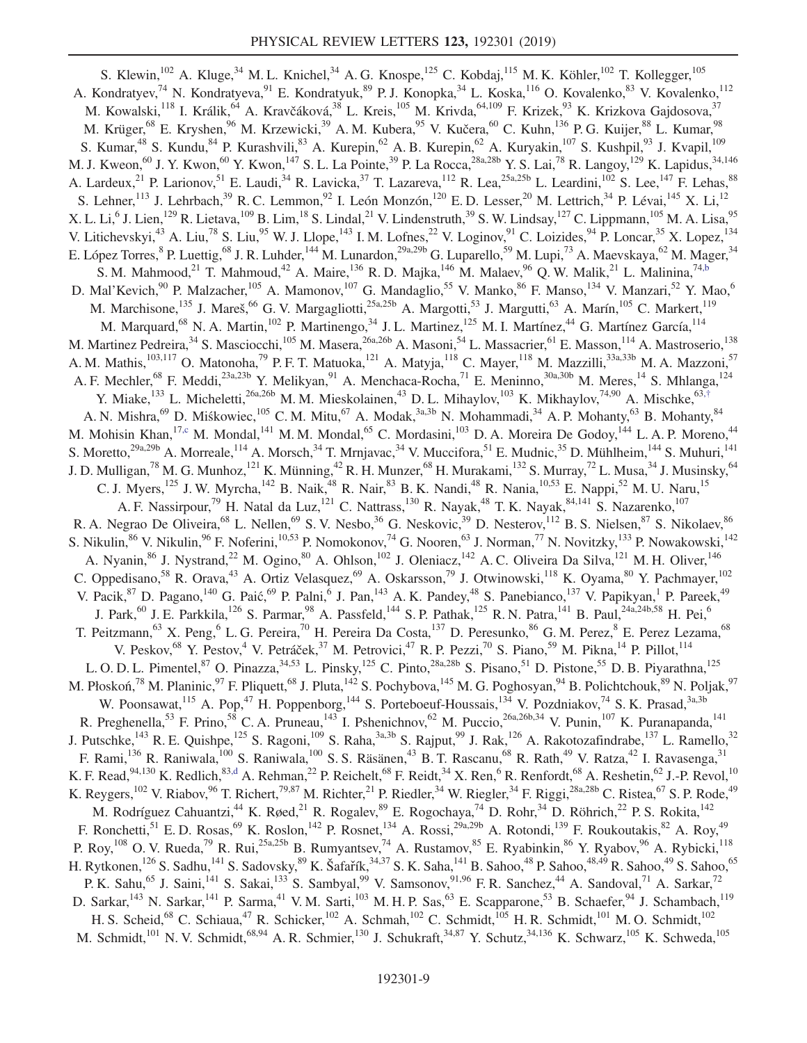S. Klewin,[102] A. Kluge,[34] M. L. Knichel,[34] A. G. Knospe,[125] C. Kobdaj,[115] M. K. Köhler,[102] T. Kollegger,[105] A. Kondratyev,[74] N. Kondratyeva,[91] E. Kondratyuk,[89] P. J. Konopka,[34] L. Koska,[116] O. Kovalenko,[83] V. Kovalenko,[112] M. Kowalski,[118] I. Králik,[64] A. Kravčáková,[38] L. Kreis,[105] M. Krivda,[64,109] F. Krizek,[93] K. Krizkova Gajdosova,[37] M. Krüger,[68] E. Kryshen,[96] M. Krzewicki,[39] A. M. Kubera,[95] V. Kučera,[60] C. Kuhn,[136] P. G. Kuijer,[88] L. Kumar,[98] S. Kumar,[48] S. Kundu,[84] P. Kurashvili,[83] A. Kurepin,[62] A. B. Kurepin,[62] A. Kuryakin,[107] S. Kushpil,[93] J. Kvapil,[109] M. J. Kweon,[60] J. Y. Kwon,[60] Y. Kwon,[147] S. L. La Pointe,[39] P. La Rocca,[28a,28b] Y. S. Lai,[78] R. Langoy,[129] K. Lapidus,[34,146] A. Lardeux,[21] P. Larionov,[51] E. Laudi,[34] R. Lavicka,[37] T. Lazareva,[112] R. Lea,[25a,25b] L. Leardini,[102] S. Lee,[147] F. Lehas,[88] S. Lehner,[113] J. Lehrbach,[39] R. C. Lemmon,[92] I. León Monzón,[120] E. D. Lesser,[20] M. Lettrich,[34] P. Lévai,[145] X. Li,[12] X. L. Li,[6] J. Lien,[129] R. Lietava,[109] B. Lim,[18] S. Lindal,[21] V. Lindenstruth,[39] S. W. Lindsay,[127] C. Lippmann,[105] M. A. Lisa,[95] V. Litichevskyi,[43] A. Liu,[78] S. Liu,[95] W. J. Llope,[143] I. M. Lofnes,[22] V. Loginov,[91] C. Loizides,[94] P. Loncar,[35] X. Lopez,[134] E. López Torres,[8] P. Luettig,[68] J. R. Luhder,[144] M. Lunardon,[29a,29b] G. Luparello,[59] M. Lupi,[73] A. Maevskaya,[62] M. Mager,[34] S. M. Mahmood,[21] T. Mahmoud,[42] A. Maire,[136] R. D. Majka,[146] M. Malaev,[96] Q. W. Malik,[21] L. Malinina,[74,b] D. Mal'Kevich,[90] P. Malzacher,[105] A. Mamonov,[107] G. Mandaglio,[55] V. Manko,[86] F. Manso,[134] V. Manzari,[52] Y. Mao,[6] M. Marchisone,[135] J. Mareš,[66] G. V. Margagliotti,[25a,25b] A. Margotti,[53] J. Margutti,[63] A. Marín,[105] C. Markert,[119] M. Marquard,[68] N. A. Martin,[102] P. Martinengo,[34] J. L. Martinez,[125] M. I. Martínez,[44] G. Martínez García,[114] M. Martinez Pedreira,[34] S. Masciocchi,[105] M. Masera,[26a,26b] A. Masoni,[54] L. Massacrier,[61] E. Masson,[114] A. Mastroserio,[138] A. M. Mathis,[103,117] O. Matonoha,[79] P. F. T. Matuoka,[121] A. Matyja,[118] C. Mayer,[118] M. Mazzilli,[33a,33b] M. A. Mazzoni,[57] A. F. Mechler,[68] F. Meddi,[23a,23b] Y. Melikyan,[91] A. Menchaca-Rocha,[71] E. Meninno,[30a,30b] M. Meres,[14] S. Mhlanga,[124] Y. Miake,[133] L. Micheletti,[26a,26b] M. M. Mieskolainen,[43] D. L. Mihaylov,[103] K. Mikhaylov,[74,90] A. Mischke,[63,†] A. N. Mishra,[69] D. Miśkowiec,[105] C. M. Mitu,[67] A. Modak,[3a,3b] N. Mohammadi,[34] A. P. Mohanty,[63] B. Mohanty,[84] M. Mohisin Khan,[17,c] M. Mondal,[141] M. M. Mondal,[65] C. Mordasini,[103] D. A. Moreira De Godoy,[144] L. A. P. Moreno,[44] S. Moretto,[29a,29b] A. Morreale,[114] A. Morsch,[34] T. Mrnjavac,[34] V. Muccifora,[51] E. Mudnic,[35] D. Mühlheim,[144] S. Muhuri,[141] J. D. Mulligan,[78] M. G. Munhoz,[121] K. Münning,[42] R. H. Munzer,[68] H. Murakami,[132] S. Murray,[72] L. Musa,[34] J. Musinsky,[64] C. J. Myers,[125] J. W. Myrcha,[142] B. Naik,[48] R. Nair,[83] B. K. Nandi,[48] R. Nania,[10,53] E. Nappi,[52] M. U. Naru,[15] A. F. Nassirpour,[79] H. Natal da Luz,[121] C. Nattrass,[130] R. Nayak,[48] T. K. Nayak,[84,141] S. Nazarenko,[107] R. A. Negrao De Oliveira,[68] L. Nellen,[69] S. V. Nesbo,[36] G. Neskovic,[39] D. Nesterov,[112] B. S. Nielsen,[87] S. Nikolaev,[86] S. Nikulin,[86] V. Nikulin,[96] F. Noferini,[10,53] P. Nomokonov,[74] G. Nooren,[63] J. Norman,[77] N. Novitzky,[133] P. Nowakowski,[142] A. Nyanin,[86] J. Nystrand,[22] M. Ogino,[80] A. Ohlson,[102] J. Oleniacz,[142] A. C. Oliveira Da Silva,[121] M. H. Oliver,[146] C. Oppedisano,[58] R. Orava,[43] A. Ortiz Velasquez,[69] A. Oskarsson,[79] J. Otwinowski,[118] K. Oyama,[80] Y. Pachmayer,[102] V. Pacik,[87] D. Pagano,[140] G. Paić,[69] P. Palni,[6] J. Pan,[143] A. K. Pandey,[48] S. Panebianco,[137] V. Papikyan,[1] P. Pareek,[49] J. Park,[60] J. E. Parkkila,[126] S. Parmar,[98] A. Passfeld,[144] S. P. Pathak,[125] R. N. Patra,[141] B. Paul,[24a,24b,58] H. Pei,[6] T. Peitzmann,[63] X. Peng,[6] L. G. Pereira,[70] H. Pereira Da Costa,[137] D. Peresunko,[86] G. M. Perez,[8] E. Perez Lezama,[68] V. Peskov,[68] Y. Pestov,[4] V. Petráček,[37] M. Petrovici,[47] R. P. Pezzi,[70] S. Piano,[59] M. Pikna,[14] P. Pillot,[114] L. O. D. L. Pimentel,[87] O. Pinazza,[34,53] L. Pinsky,[125] C. Pinto,[28a,28b] S. Pisano,[51] D. Pistone,[55] D. B. Piyarathna,[125] M. Płoskoń,[78] M. Planinic,[97] F. Pliquett,[68] J. Pluta,[142] S. Pochybova,[145] M. G. Poghosyan,[94] B. Polichtchouk,[89] N. Poljak,[97] W. Poonsawat,[115] A. Pop,[47] H. Poppenborg,[144] S. Porteboeuf-Houssais,[134] V. Pozdniakov,[74] S. K. Prasad,[3a,3b] R. Preghenella,[53] F. Prino,[58] C. A. Pruneau,[143] I. Pshenichnov,[62] M. Puccio,[26a,26b,34] V. Punin,[107] K. Puranapanda,[141] J. Putschke,[143] R. E. Quishpe,[125] S. Ragoni,[109] S. Raha,[3a,3b] S. Rajput,[99] J. Rak,[126] A. Rakotozafindrabe,[137] L. Ramello,[32] F. Rami,[136] R. Raniwala,[100] S. Raniwala,[100] S. S. Räsänen,[43] B. T. Rascanu,[68] R. Rath,[49] V. Ratza,[42] I. Ravasenga,[31] K. F. Read,[94,130] K. Redlich,[83,d] A. Rehman,[22] P. Reichelt,[68] F. Reidt,[34] X. Ren,[6] R. Renfordt,[68] A. Reshetin,[62] J.-P. Revol,[10] K. Reygers,[102] V. Riabov,[96] T. Richert,[79,87] M. Richter,[21] P. Riedler,[34] W. Riegler,[34] F. Riggi,[28a,28b] C. Ristea,[67] S. P. Rode,[49] M. Rodríguez Cahuantzi,[44] K. Røed,[21] R. Rogalev,[89] E. Rogochaya,[74] D. Rohr,[34] D. Röhrich,[22] P. S. Rokita,[142] F. Ronchetti,[51] E. D. Rosas,[69] K. Roslon,[142] P. Rosnet,[134] A. Rossi,[29a,29b] A. Rotondi,[139] F. Roukoutakis,[82] A. Roy,[49] P. Roy,[108] O. V. Rueda,[79] R. Rui,[25a,25b] B. Rumyantsev,[74] A. Rustamov,[85] E. Ryabinkin,[86] Y. Ryabov,[96] A. Rybicki,[118] H. Rytkonen,[126] S. Sadhu,[141] S. Sadovsky,[89] K. Šafařík,[34,37] S. K. Saha,[141] B. Sahoo,[48] P. Sahoo,[48,49] R. Sahoo,[49] S. Sahoo,[65] P. K. Sahu,[65] J. Saini,[141] S. Sakai,[133] S. Sambyal,[99] V. Samsonov,[91,96] F. R. Sanchez,[44] A. Sandoval,[71] A. Sarkar,[72] D. Sarkar,[143] N. Sarkar,[141] P. Sarma,[41] V. M. Sarti,[103] M. H. P. Sas,[63] E. Scapparone,[53] B. Schaefer,[94] J. Schambach,[119] H. S. Scheid,[68] C. Schiaua,[47] R. Schicker,[102] A. Schmah,[102] C. Schmidt,[105] H. R. Schmidt,[101] M. O. Schmidt,[102] M. Schmidt,[101] N. V. Schmidt,[68,94] A. R. Schmier,[130] J. Schukraft,[34,87] Y. Schutz,[34,136] K. Schwarz,[105] K. Schweda,[105]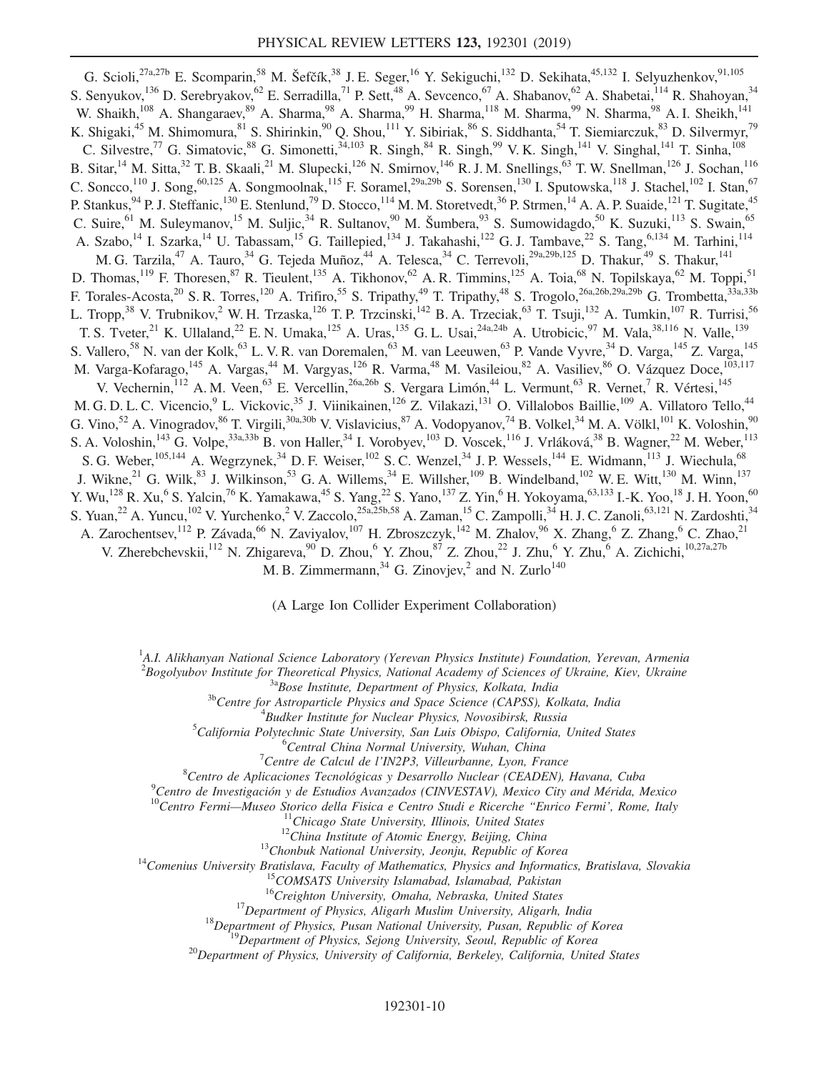G. Scioli,[27a,27b] E. Scomparin,[58] M. Šefčík,[38] J. E. Seger,[16] Y. Sekiguchi,[132] D. Sekihata,[45,132] I. Selyuzhenkov,[91,105] S. Senyukov,[136] D. Serebryakov,[62] E. Serradilla,[71] P. Sett,[48] A. Sevcenco,[67] A. Shabanov,[62] A. Shabetai,[114] R. Shahoyan,[34] W. Shaikh,[108] A. Shangaraev,[89] A. Sharma,[98] A. Sharma,[99] H. Sharma,[118] M. Sharma,[99] N. Sharma,[98] A. I. Sheikh,[141] K. Shigaki,[45] M. Shimomura,[81] S. Shirinkin,[90] Q. Shou,[111] Y. Sibiriak,[86] S. Siddhanta,[54] T. Siemiarczuk,[83] D. Silvermyr,[79] C. Silvestre,[77] G. Simatovic,[88] G. Simonetti,[34,103] R. Singh,[84] R. Singh,[99] V. K. Singh,[141] V. Singhal,[141] T. Sinha,[108] B. Sitar,[14] M. Sitta,[32] T. B. Skaali,[21] M. Slupecki,[126] N. Smirnov,[146] R. J. M. Snellings,[63] T. W. Snellman,[126] J. Sochan,[116] C. Soncco,[110] J. Song,[60,125] A. Songmoolnak,[115] F. Soramel,[29a,29b] S. Sorensen,[130] I. Sputowska,[118] J. Stachel,[102] I. Stan,[67] P. Stankus,[94] P. J. Steffanic,[130] E. Stenlund,[79] D. Stocco,[114] M. M. Storetvedt,[36] P. Strmen,[14] A. A. P. Suaide,[121] T. Sugitate,[45] C. Suire,[61] M. Suleymanov,[15] M. Suljic,[34] R. Sultanov,[90] M. Šumbera,[93] S. Sumowidagdo,[50] K. Suzuki,[113] S. Swain,[65] A. Szabo,[14] I. Szarka,[14] U. Tabassam,[15] G. Taillepied,[134] J. Takahashi,[122] G. J. Tambave,[22] S. Tang,[6,134] M. Tarhini,[114] M. G. Tarzila,[47] A. Tauro,[34] G. Tejeda Muñoz,[44] A. Telesca,[34] C. Terrevoli,[29a,29b,125] D. Thakur,[49] S. Thakur,[141] D. Thomas,[119] F. Thoresen,[87] R. Tieulent,[135] A. Tikhonov,[62] A. R. Timmins,[125] A. Toia,[68] N. Topilskaya,[62] M. Toppi,[51] F. Torales-Acosta,[20] S. R. Torres,[120] A. Trifiro,[55] S. Tripathy,[49] T. Tripathy,[48] S. Trogolo,[26a,26b,29a,29b] G. Trombetta,[33a,33b] L. Tropp,[38] V. Trubnikov,[2] W. H. Trzaska,[126] T. P. Trzcinski,[142] B. A. Trzeciak,[63] T. Tsuji,[132] A. Tumkin,[107] R. Turrisi,[56] T. S. Tveter,[21] K. Ullaland,[22] E. N. Umaka,[125] A. Uras,[135] G. L. Usai,[24a,24b] A. Utrobicic,[97] M. Vala,[38,116] N. Valle,[139] S. Vallero,[58] N. van der Kolk,[63] L. V. R. van Doremalen,[63] M. van Leeuwen,[63] P. Vande Vyvre,[34] D. Varga,[145] Z. Varga,[145] M. Varga-Kofarago,[145] A. Vargas,[44] M. Vargyas,[126] R. Varma,[48] M. Vasileiou,[82] A. Vasiliev,[86] O. Vázquez Doce,[103,117] V. Vechernin,[112] A. M. Veen,[63] E. Vercellin,[26a,26b] S. Vergara Limón,[44] L. Vermunt,[63] R. Vernet,[7] R. Vértesi,[145] M. G. D. L. C. Vicencio,[9] L. Vickovic,[35] J. Viinikainen,[126] Z. Vilakazi,[131] O. Villalobos Baillie,[109] A. Villatoro Tello,[44] G. Vino,[52] A. Vinogradov,[86] T. Virgili,[30a,30b] V. Vislavicius,[87] A. Vodopyanov,[74] B. Volkel,[34] M. A. Völkl,[101] K. Voloshin,[90] S. A. Voloshin,[143] G. Volpe,[33a,33b] B. von Haller,[34] I. Vorobyev,[103] D. Voscek,[116] J. Vrláková,[38] B. Wagner,[22] M. Weber,[113] S. G. Weber,[105,144] A. Wegrzynek,[34] D. F. Weiser,[102] S. C. Wenzel,[34] J. P. Wessels,[144] E. Widmann,[113] J. Wiechula,[68] J. Wikne,[21] G. Wilk,[83] J. Wilkinson,[53] G. A. Willems,[34] E. Willsher,[109] B. Windelband,[102] W. E. Witt,[130] M. Winn,[137] Y. Wu,[128] R. Xu,[6] S. Yalcin,[76] K. Yamakawa,[45] S. Yang,[22] S. Yano,[137] Z. Yin,[6] H. Yokoyama,[63,133] I.-K. Yoo,[18] J. H. Yoon,[60] S. Yuan,[22] A. Yuncu,[102] V. Yurchenko,[2] V. Zaccolo,[25a,25b,58] A. Zaman,[15] C. Zampolli,[34] H. J. C. Zanoli,[63,121] N. Zardoshti,[34] A. Zarochentsev,[112] P. Závada,[66] N. Zaviyalov,[107] H. Zbroszczyk,[142] M. Zhalov,[96] X. Zhang,[6] Z. Zhang,[6] C. Zhao,[21] V. Zherebchevskii,[112] N. Zhigareva,[90] D. Zhou,[6] Y. Zhou,[87] Z. Zhou,[22] J. Zhu,[6] Y. Zhu,[6] A. Zichichi,[10,27a,27b] M. B. Zimmermann,[34] G. Zinovjev,[2] and N. Zurlo[140]

(A Large Ion Collider Experiment Collaboration)

[1]*A.I. Alikhanyan National Science Laboratory (Yerevan Physics Institute) Foundation, Yerevan, Armenia*
[2]*Bogolyubov Institute for Theoretical Physics, National Academy of Sciences of Ukraine, Kiev, Ukraine*
[3a]*Bose Institute, Department of Physics, Kolkata, India*
[3b]*Centre for Astroparticle Physics and Space Science (CAPSS), Kolkata, India*
[4]*Budker Institute for Nuclear Physics, Novosibirsk, Russia*
[5]*California Polytechnic State University, San Luis Obispo, California, United States*
[6]*Central China Normal University, Wuhan, China*
[7]*Centre de Calcul de l'IN2P3, Villeurbanne, Lyon, France*
[8]*Centro de Aplicaciones Tecnológicas y Desarrollo Nuclear (CEADEN), Havana, Cuba*
[9]*Centro de Investigación y de Estudios Avanzados (CINVESTAV), Mexico City and Mérida, Mexico*
[10]*Centro Fermi—Museo Storico della Fisica e Centro Studi e Ricerche "Enrico Fermi', Rome, Italy*
[11]*Chicago State University, Illinois, United States*
[12]*China Institute of Atomic Energy, Beijing, China*
[13]*Chonbuk National University, Jeonju, Republic of Korea*
[14]*Comenius University Bratislava, Faculty of Mathematics, Physics and Informatics, Bratislava, Slovakia*
[15]*COMSATS University Islamabad, Islamabad, Pakistan*
[16]*Creighton University, Omaha, Nebraska, United States*
[17]*Department of Physics, Aligarh Muslim University, Aligarh, India*
[18]*Department of Physics, Pusan National University, Pusan, Republic of Korea*
[19]*Department of Physics, Sejong University, Seoul, Republic of Korea*
[20]*Department of Physics, University of California, Berkeley, California, United States*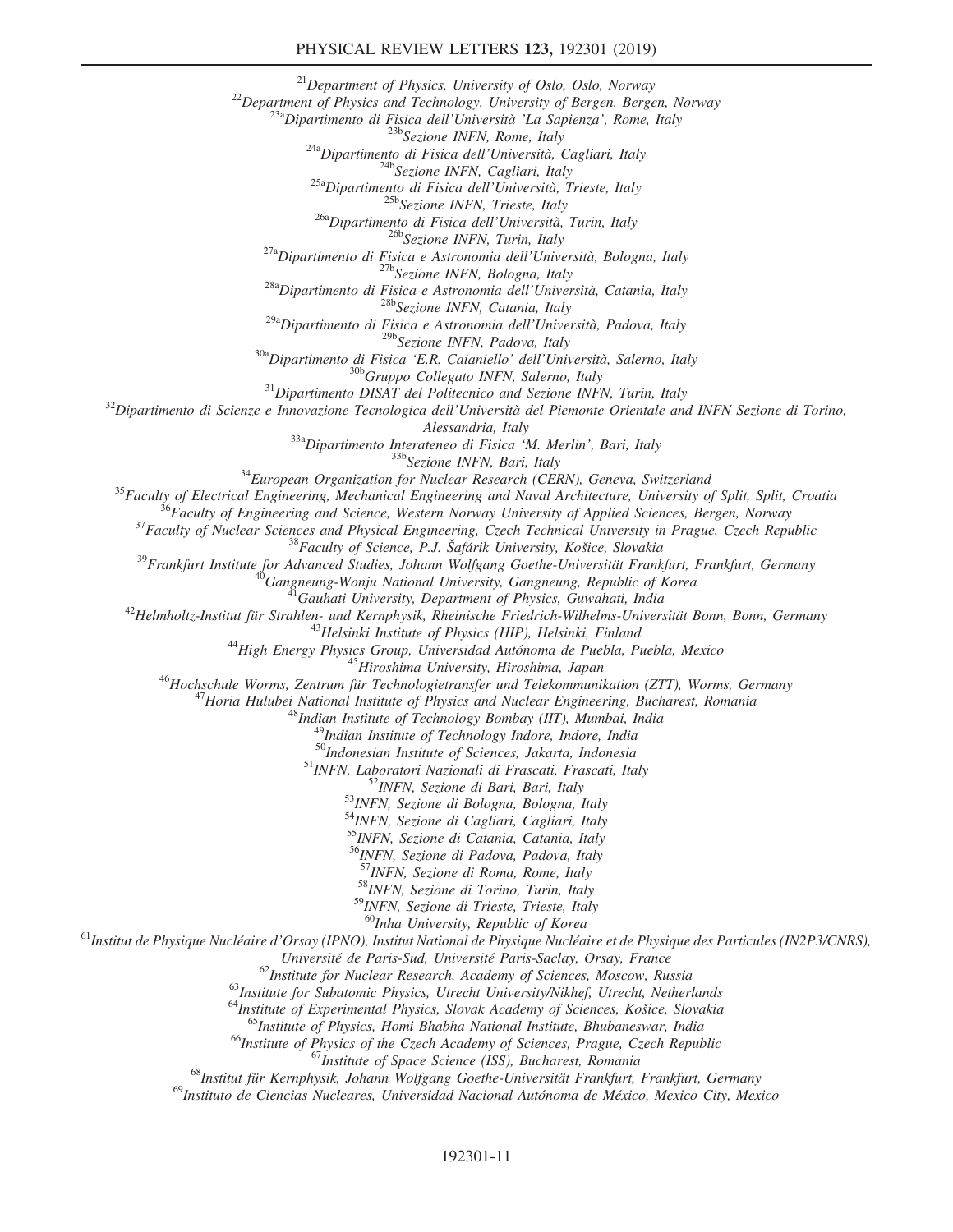[21]Department of Physics, University of Oslo, Oslo, Norway
[22]Department of Physics and Technology, University of Bergen, Bergen, Norway
[23a]Dipartimento di Fisica dell'Università 'La Sapienza', Rome, Italy
[23b]Sezione INFN, Rome, Italy
[24a]Dipartimento di Fisica dell'Università, Cagliari, Italy
[24b]Sezione INFN, Cagliari, Italy
[25a]Dipartimento di Fisica dell'Università, Trieste, Italy
[25b]Sezione INFN, Trieste, Italy
[26a]Dipartimento di Fisica dell'Università, Turin, Italy
[26b]Sezione INFN, Turin, Italy
[27a]Dipartimento di Fisica e Astronomia dell'Università, Bologna, Italy
[27b]Sezione INFN, Bologna, Italy
[28a]Dipartimento di Fisica e Astronomia dell'Università, Catania, Italy
[28b]Sezione INFN, Catania, Italy
[29a]Dipartimento di Fisica e Astronomia dell'Università, Padova, Italy
[29b]Sezione INFN, Padova, Italy
[30a]Dipartimento di Fisica 'E.R. Caianiello' dell'Università, Salerno, Italy
[30b]Gruppo Collegato INFN, Salerno, Italy
[31]Dipartimento DISAT del Politecnico and Sezione INFN, Turin, Italy
[32]Dipartimento di Scienze e Innovazione Tecnologica dell'Università del Piemonte Orientale and INFN Sezione di Torino, Alessandria, Italy
[33a]Dipartimento Interateneo di Fisica 'M. Merlin', Bari, Italy
[33b]Sezione INFN, Bari, Italy
[34]European Organization for Nuclear Research (CERN), Geneva, Switzerland
[35]Faculty of Electrical Engineering, Mechanical Engineering and Naval Architecture, University of Split, Split, Croatia
[36]Faculty of Engineering and Science, Western Norway University of Applied Sciences, Bergen, Norway
[37]Faculty of Nuclear Sciences and Physical Engineering, Czech Technical University in Prague, Czech Republic
[38]Faculty of Science, P.J. Šafárik University, Košice, Slovakia
[39]Frankfurt Institute for Advanced Studies, Johann Wolfgang Goethe-Universität Frankfurt, Frankfurt, Germany
[40]Gangneung-Wonju National University, Gangneung, Republic of Korea
[41]Gauhati University, Department of Physics, Guwahati, India
[42]Helmholtz-Institut für Strahlen- und Kernphysik, Rheinische Friedrich-Wilhelms-Universität Bonn, Bonn, Germany
[43]Helsinki Institute of Physics (HIP), Helsinki, Finland
[44]High Energy Physics Group, Universidad Autónoma de Puebla, Puebla, Mexico
[45]Hiroshima University, Hiroshima, Japan
[46]Hochschule Worms, Zentrum für Technologietransfer und Telekommunikation (ZTT), Worms, Germany
[47]Horia Hulubei National Institute of Physics and Nuclear Engineering, Bucharest, Romania
[48]Indian Institute of Technology Bombay (IIT), Mumbai, India
[49]Indian Institute of Technology Indore, Indore, India
[50]Indonesian Institute of Sciences, Jakarta, Indonesia
[51]INFN, Laboratori Nazionali di Frascati, Frascati, Italy
[52]INFN, Sezione di Bari, Bari, Italy
[53]INFN, Sezione di Bologna, Bologna, Italy
[54]INFN, Sezione di Cagliari, Cagliari, Italy
[55]INFN, Sezione di Catania, Catania, Italy
[56]INFN, Sezione di Padova, Padova, Italy
[57]INFN, Sezione di Roma, Rome, Italy
[58]INFN, Sezione di Torino, Turin, Italy
[59]INFN, Sezione di Trieste, Trieste, Italy
[60]Inha University, Republic of Korea
[61]Institut de Physique Nucléaire d'Orsay (IPNO), Institut National de Physique Nucléaire et de Physique des Particules (IN2P3/CNRS), Université de Paris-Sud, Université Paris-Saclay, Orsay, France
[62]Institute for Nuclear Research, Academy of Sciences, Moscow, Russia
[63]Institute for Subatomic Physics, Utrecht University/Nikhef, Utrecht, Netherlands
[64]Institute of Experimental Physics, Slovak Academy of Sciences, Košice, Slovakia
[65]Institute of Physics, Homi Bhabha National Institute, Bhubaneswar, India
[66]Institute of Physics of the Czech Academy of Sciences, Prague, Czech Republic
[67]Institute of Space Science (ISS), Bucharest, Romania
[68]Institut für Kernphysik, Johann Wolfgang Goethe-Universität Frankfurt, Frankfurt, Germany
[69]Instituto de Ciencias Nucleares, Universidad Nacional Autónoma de México, Mexico City, Mexico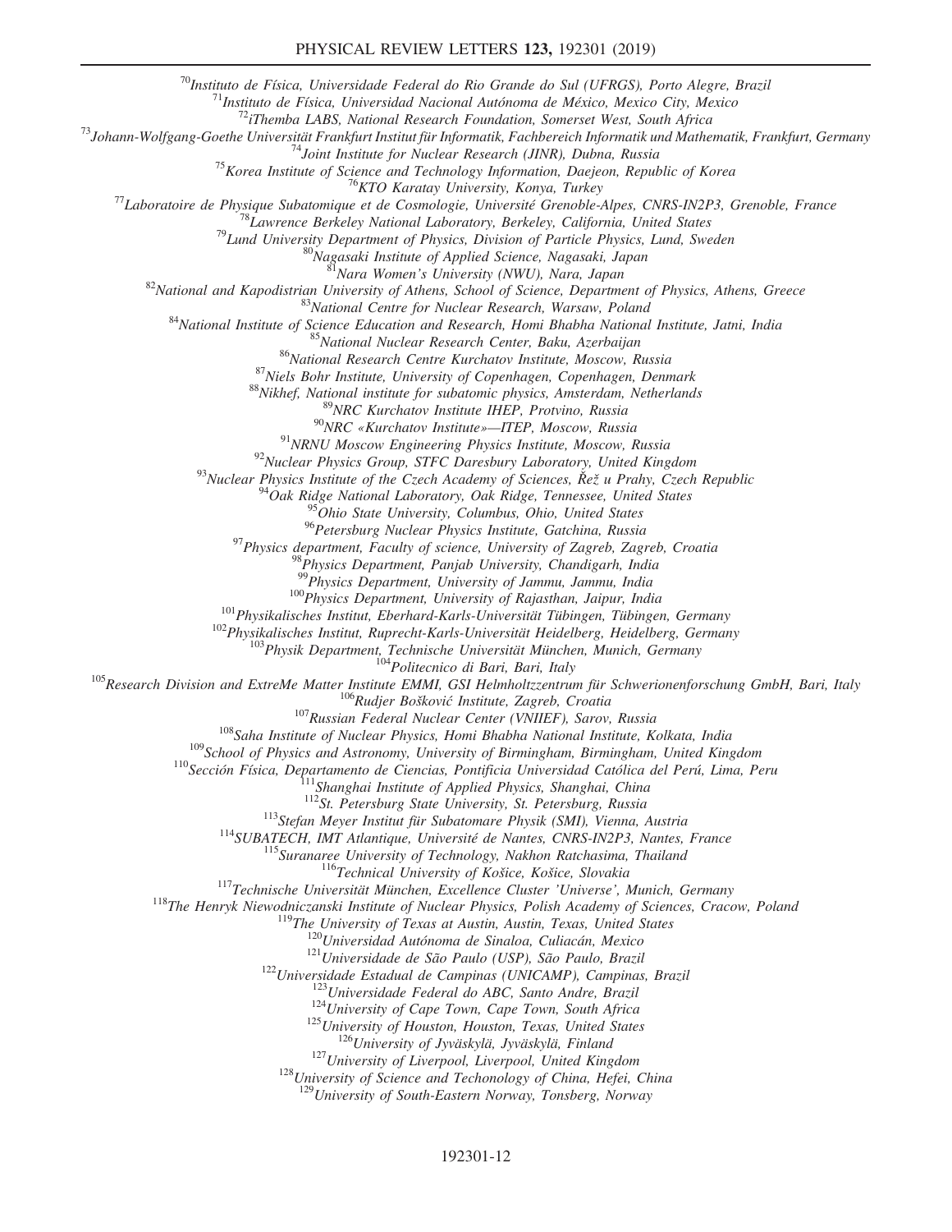[70]Instituto de Física, Universidade Federal do Rio Grande do Sul (UFRGS), Porto Alegre, Brazil
[71]Instituto de Física, Universidad Nacional Autónoma de México, Mexico City, Mexico
[72]iThemba LABS, National Research Foundation, Somerset West, South Africa
[73]Johann-Wolfgang-Goethe Universität Frankfurt Institut für Informatik, Fachbereich Informatik und Mathematik, Frankfurt, Germany
[74]Joint Institute for Nuclear Research (JINR), Dubna, Russia
[75]Korea Institute of Science and Technology Information, Daejeon, Republic of Korea
[76]KTO Karatay University, Konya, Turkey
[77]Laboratoire de Physique Subatomique et de Cosmologie, Université Grenoble-Alpes, CNRS-IN2P3, Grenoble, France
[78]Lawrence Berkeley National Laboratory, Berkeley, California, United States
[79]Lund University Department of Physics, Division of Particle Physics, Lund, Sweden
[80]Nagasaki Institute of Applied Science, Nagasaki, Japan
[81]Nara Women's University (NWU), Nara, Japan
[82]National and Kapodistrian University of Athens, School of Science, Department of Physics, Athens, Greece
[83]National Centre for Nuclear Research, Warsaw, Poland
[84]National Institute of Science Education and Research, Homi Bhabha National Institute, Jatni, India
[85]National Nuclear Research Center, Baku, Azerbaijan
[86]National Research Centre Kurchatov Institute, Moscow, Russia
[87]Niels Bohr Institute, University of Copenhagen, Copenhagen, Denmark
[88]Nikhef, National institute for subatomic physics, Amsterdam, Netherlands
[89]NRC Kurchatov Institute IHEP, Protvino, Russia
[90]NRC «Kurchatov Institute»—ITEP, Moscow, Russia
[91]NRNU Moscow Engineering Physics Institute, Moscow, Russia
[92]Nuclear Physics Group, STFC Daresbury Laboratory, United Kingdom
[93]Nuclear Physics Institute of the Czech Academy of Sciences, Řež u Prahy, Czech Republic
[94]Oak Ridge National Laboratory, Oak Ridge, Tennessee, United States
[95]Ohio State University, Columbus, Ohio, United States
[96]Petersburg Nuclear Physics Institute, Gatchina, Russia
[97]Physics department, Faculty of science, University of Zagreb, Zagreb, Croatia
[98]Physics Department, Panjab University, Chandigarh, India
[99]Physics Department, University of Jammu, Jammu, India
[100]Physics Department, University of Rajasthan, Jaipur, India
[101]Physikalisches Institut, Eberhard-Karls-Universität Tübingen, Tübingen, Germany
[102]Physikalisches Institut, Ruprecht-Karls-Universität Heidelberg, Heidelberg, Germany
[103]Physik Department, Technische Universität München, Munich, Germany
[104]Politecnico di Bari, Bari, Italy
[105]Research Division and ExtreMe Matter Institute EMMI, GSI Helmholtzzentrum für Schwerionenforschung GmbH, Bari, Italy
[106]Rudjer Bošković Institute, Zagreb, Croatia
[107]Russian Federal Nuclear Center (VNIIEF), Sarov, Russia
[108]Saha Institute of Nuclear Physics, Homi Bhabha National Institute, Kolkata, India
[109]School of Physics and Astronomy, University of Birmingham, Birmingham, United Kingdom
[110]Sección Física, Departamento de Ciencias, Pontificia Universidad Católica del Perú, Lima, Peru
[111]Shanghai Institute of Applied Physics, Shanghai, China
[112]St. Petersburg State University, St. Petersburg, Russia
[113]Stefan Meyer Institut für Subatomare Physik (SMI), Vienna, Austria
[114]SUBATECH, IMT Atlantique, Université de Nantes, CNRS-IN2P3, Nantes, France
[115]Suranaree University of Technology, Nakhon Ratchasima, Thailand
[116]Technical University of Košice, Košice, Slovakia
[117]Technische Universität München, Excellence Cluster 'Universe', Munich, Germany
[118]The Henryk Niewodniczanski Institute of Nuclear Physics, Polish Academy of Sciences, Cracow, Poland
[119]The University of Texas at Austin, Austin, Texas, United States
[120]Universidad Autónoma de Sinaloa, Culiacán, Mexico
[121]Universidade de São Paulo (USP), São Paulo, Brazil
[122]Universidade Estadual de Campinas (UNICAMP), Campinas, Brazil
[123]Universidade Federal do ABC, Santo Andre, Brazil
[124]University of Cape Town, Cape Town, South Africa
[125]University of Houston, Houston, Texas, United States
[126]University of Jyväskylä, Jyväskylä, Finland
[127]University of Liverpool, Liverpool, United Kingdom
[128]University of Science and Techonology of China, Hefei, China
[129]University of South-Eastern Norway, Tonsberg, Norway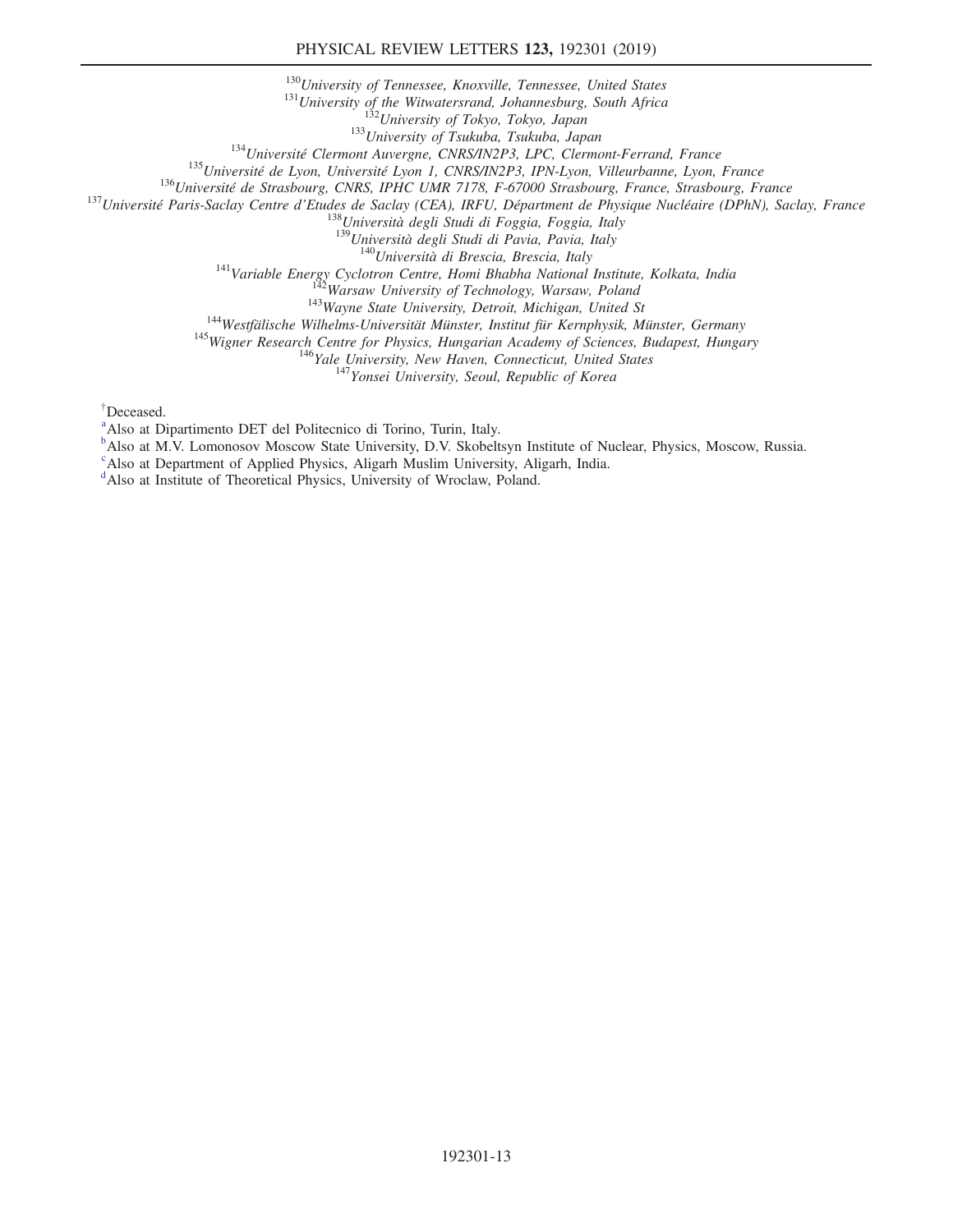[130]*University of Tennessee, Knoxville, Tennessee, United States*
[131]*University of the Witwatersrand, Johannesburg, South Africa*
[132]*University of Tokyo, Tokyo, Japan*
[133]*University of Tsukuba, Tsukuba, Japan*
[134]*Université Clermont Auvergne, CNRS/IN2P3, LPC, Clermont-Ferrand, France*
[135]*Université de Lyon, Université Lyon 1, CNRS/IN2P3, IPN-Lyon, Villeurbanne, Lyon, France*
[136]*Université de Strasbourg, CNRS, IPHC UMR 7178, F-67000 Strasbourg, France, Strasbourg, France*
[137]*Université Paris-Saclay Centre d'Etudes de Saclay (CEA), IRFU, Départment de Physique Nucléaire (DPhN), Saclay, France*
[138]*Università degli Studi di Foggia, Foggia, Italy*
[139]*Università degli Studi di Pavia, Pavia, Italy*
[140]*Università di Brescia, Brescia, Italy*
[141]*Variable Energy Cyclotron Centre, Homi Bhabha National Institute, Kolkata, India*
[142]*Warsaw University of Technology, Warsaw, Poland*
[143]*Wayne State University, Detroit, Michigan, United St*
[144]*Westfälische Wilhelms-Universität Münster, Institut für Kernphysik, Münster, Germany*
[145]*Wigner Research Centre for Physics, Hungarian Academy of Sciences, Budapest, Hungary*
[146]*Yale University, New Haven, Connecticut, United States*
[147]*Yonsei University, Seoul, Republic of Korea*

[†]Deceased.
[a]Also at Dipartimento DET del Politecnico di Torino, Turin, Italy.
[b]Also at M.V. Lomonosov Moscow State University, D.V. Skobeltsyn Institute of Nuclear, Physics, Moscow, Russia.
[c]Also at Department of Applied Physics, Aligarh Muslim University, Aligarh, India.
[d]Also at Institute of Theoretical Physics, University of Wroclaw, Poland.